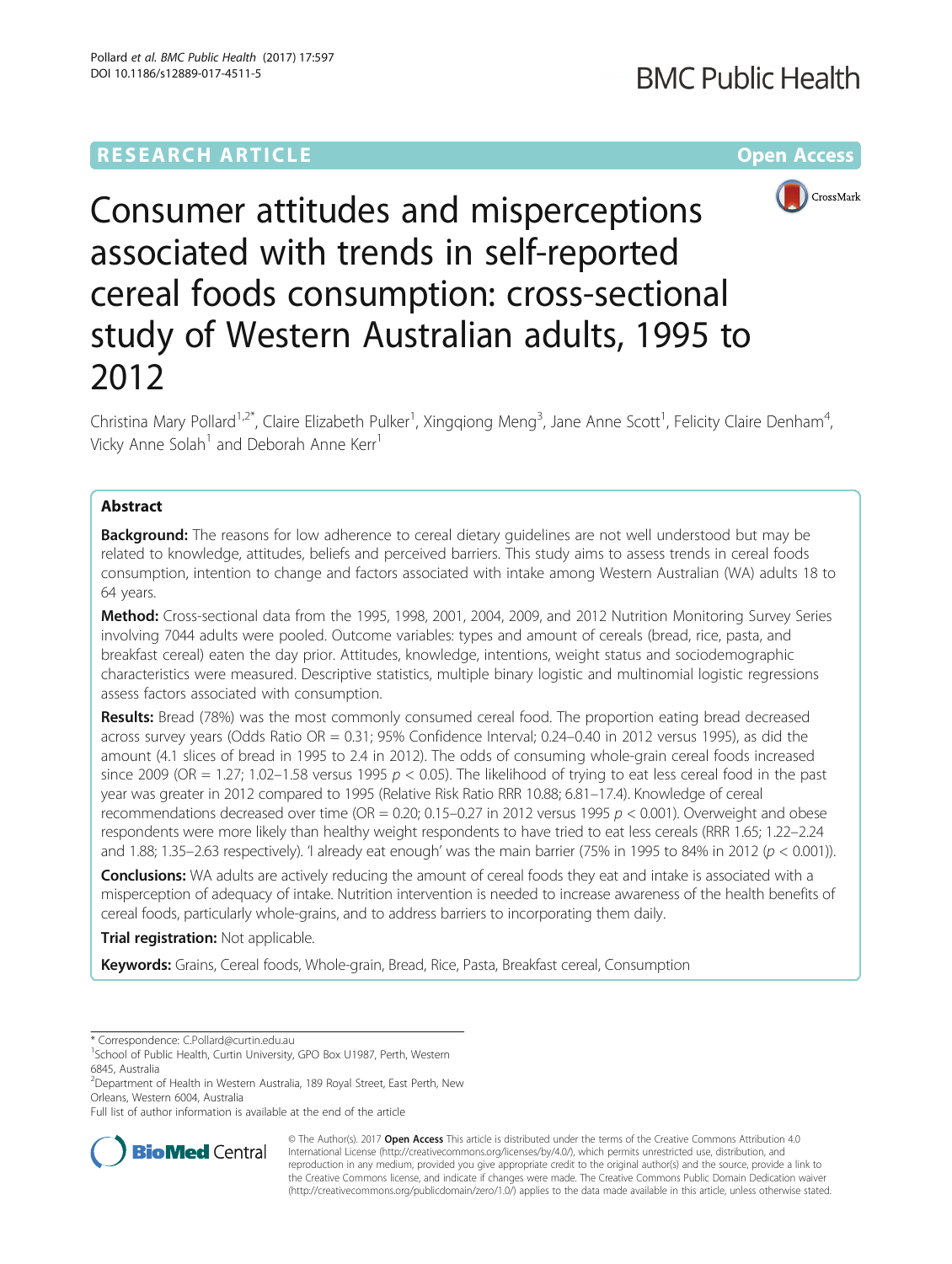RESEARCH ARTICLE

Open Access

# Consumer attitudes and misperceptions associated with trends in self-reported cereal foods consumption: cross-sectional study of Western Australian adults, 1995 to 2012

Christina Mary Pollard[1,2*], Claire Elizabeth Pulker[1], Xingqiong Meng[3], Jane Anne Scott[1], Felicity Claire Denham[4], Vicky Anne Solah[1] and Deborah Anne Kerr[1]

## Abstract

**Background:** The reasons for low adherence to cereal dietary guidelines are not well understood but may be related to knowledge, attitudes, beliefs and perceived barriers. This study aims to assess trends in cereal foods consumption, intention to change and factors associated with intake among Western Australian (WA) adults 18 to 64 years.

**Method:** Cross-sectional data from the 1995, 1998, 2001, 2004, 2009, and 2012 Nutrition Monitoring Survey Series involving 7044 adults were pooled. Outcome variables: types and amount of cereals (bread, rice, pasta, and breakfast cereal) eaten the day prior. Attitudes, knowledge, intentions, weight status and sociodemographic characteristics were measured. Descriptive statistics, multiple binary logistic and multinomial logistic regressions assess factors associated with consumption.

**Results:** Bread (78%) was the most commonly consumed cereal food. The proportion eating bread decreased across survey years (Odds Ratio OR = 0.31; 95% Confidence Interval; 0.24–0.40 in 2012 versus 1995), as did the amount (4.1 slices of bread in 1995 to 2.4 in 2012). The odds of consuming whole-grain cereal foods increased since 2009 (OR = 1.27; 1.02–1.58 versus 1995 $p < 0.05$). The likelihood of trying to eat less cereal food in the past year was greater in 2012 compared to 1995 (Relative Risk Ratio RRR 10.88; 6.81–17.4). Knowledge of cereal recommendations decreased over time (OR = 0.20; 0.15–0.27 in 2012 versus 1995 $p < 0.001$). Overweight and obese respondents were more likely than healthy weight respondents to have tried to eat less cereals (RRR 1.65; 1.22–2.24 and 1.88; 1.35–2.63 respectively). 'I already eat enough' was the main barrier (75% in 1995 to 84% in 2012 ($p < 0.001$)).

**Conclusions:** WA adults are actively reducing the amount of cereal foods they eat and intake is associated with a misperception of adequacy of intake. Nutrition intervention is needed to increase awareness of the health benefits of cereal foods, particularly whole-grains, and to address barriers to incorporating them daily.

**Trial registration:** Not applicable.

**Keywords:** Grains, Cereal foods, Whole-grain, Bread, Rice, Pasta, Breakfast cereal, Consumption

---

\* Correspondence: C.Pollard@curtin.edu.au

[1]School of Public Health, Curtin University, GPO Box U1987, Perth, Western 6845, Australia

[2]Department of Health in Western Australia, 189 Royal Street, East Perth, New Orleans, Western 6004, Australia

Full list of author information is available at the end of the article

© The Author(s). 2017 **Open Access** This article is distributed under the terms of the Creative Commons Attribution 4.0 International License (http://creativecommons.org/licenses/by/4.0/), which permits unrestricted use, distribution, and reproduction in any medium, provided you give appropriate credit to the original author(s) and the source, provide a link to the Creative Commons license, and indicate if changes were made. The Creative Commons Public Domain Dedication waiver (http://creativecommons.org/publicdomain/zero/1.0/) applies to the data made available in this article, unless otherwise stated.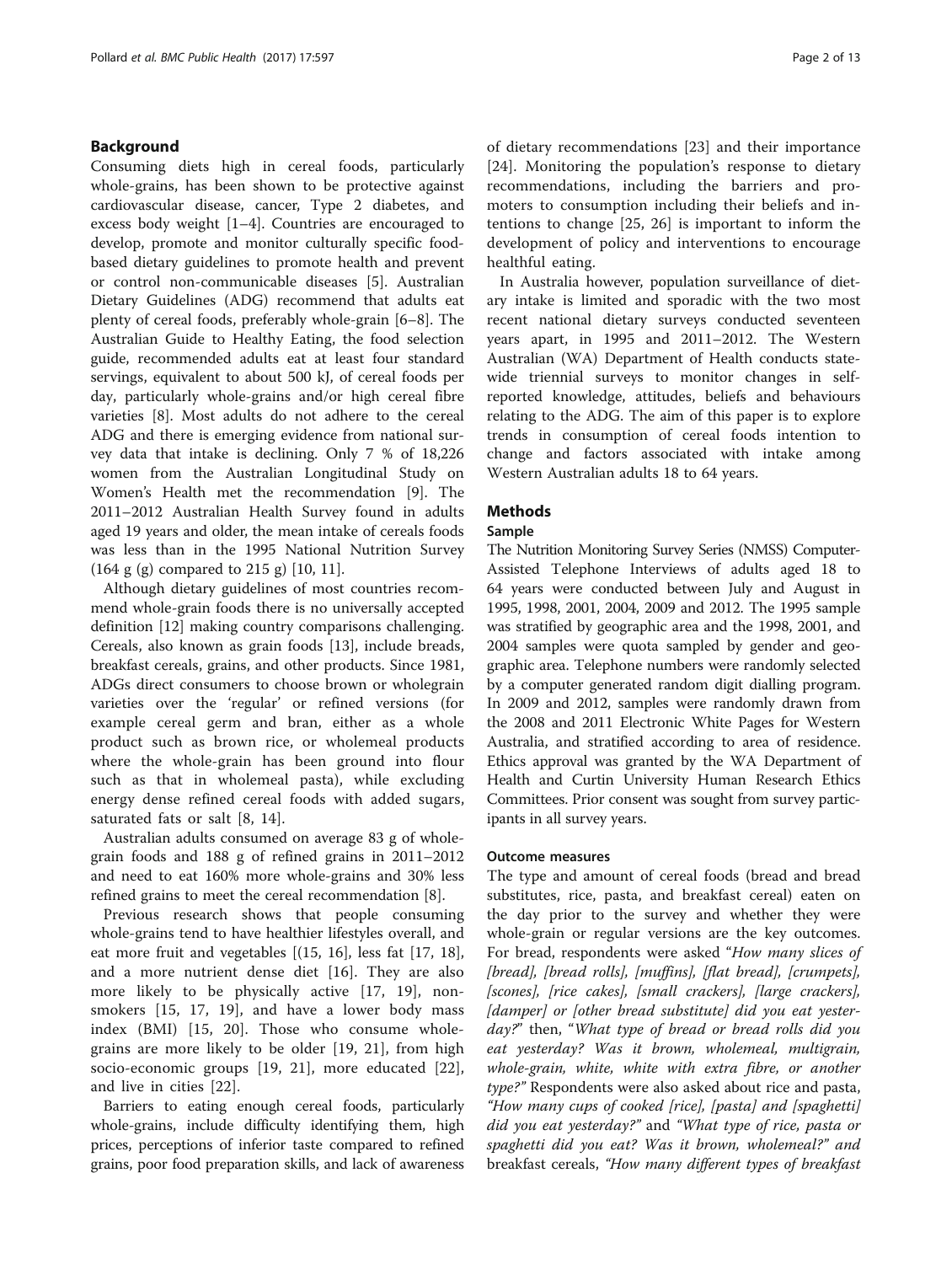## Background

Consuming diets high in cereal foods, particularly whole-grains, has been shown to be protective against cardiovascular disease, cancer, Type 2 diabetes, and excess body weight [1–4]. Countries are encouraged to develop, promote and monitor culturally specific food-based dietary guidelines to promote health and prevent or control non-communicable diseases [5]. Australian Dietary Guidelines (ADG) recommend that adults eat plenty of cereal foods, preferably whole-grain [6–8]. The Australian Guide to Healthy Eating, the food selection guide, recommended adults eat at least four standard servings, equivalent to about 500 kJ, of cereal foods per day, particularly whole-grains and/or high cereal fibre varieties [8]. Most adults do not adhere to the cereal ADG and there is emerging evidence from national survey data that intake is declining. Only 7 % of 18,226 women from the Australian Longitudinal Study on Women's Health met the recommendation [9]. The 2011–2012 Australian Health Survey found in adults aged 19 years and older, the mean intake of cereals foods was less than in the 1995 National Nutrition Survey (164 g (g) compared to 215 g) [10, 11].

Although dietary guidelines of most countries recommend whole-grain foods there is no universally accepted definition [12] making country comparisons challenging. Cereals, also known as grain foods [13], include breads, breakfast cereals, grains, and other products. Since 1981, ADGs direct consumers to choose brown or wholegrain varieties over the 'regular' or refined versions (for example cereal germ and bran, either as a whole product such as brown rice, or wholemeal products where the whole-grain has been ground into flour such as that in wholemeal pasta), while excluding energy dense refined cereal foods with added sugars, saturated fats or salt [8, 14].

Australian adults consumed on average 83 g of whole-grain foods and 188 g of refined grains in 2011–2012 and need to eat 160% more whole-grains and 30% less refined grains to meet the cereal recommendation [8].

Previous research shows that people consuming whole-grains tend to have healthier lifestyles overall, and eat more fruit and vegetables [(15, 16], less fat [17, 18], and a more nutrient dense diet [16]. They are also more likely to be physically active [17, 19], non-smokers [15, 17, 19], and have a lower body mass index (BMI) [15, 20]. Those who consume whole-grains are more likely to be older [19, 21], from high socio-economic groups [19, 21], more educated [22], and live in cities [22].

Barriers to eating enough cereal foods, particularly whole-grains, include difficulty identifying them, high prices, perceptions of inferior taste compared to refined grains, poor food preparation skills, and lack of awareness of dietary recommendations [23] and their importance [24]. Monitoring the population's response to dietary recommendations, including the barriers and promoters to consumption including their beliefs and intentions to change [25, 26] is important to inform the development of policy and interventions to encourage healthful eating.

In Australia however, population surveillance of dietary intake is limited and sporadic with the two most recent national dietary surveys conducted seventeen years apart, in 1995 and 2011–2012. The Western Australian (WA) Department of Health conducts state-wide triennial surveys to monitor changes in self-reported knowledge, attitudes, beliefs and behaviours relating to the ADG. The aim of this paper is to explore trends in consumption of cereal foods intention to change and factors associated with intake among Western Australian adults 18 to 64 years.

## Methods

### Sample

The Nutrition Monitoring Survey Series (NMSS) Computer-Assisted Telephone Interviews of adults aged 18 to 64 years were conducted between July and August in 1995, 1998, 2001, 2004, 2009 and 2012. The 1995 sample was stratified by geographic area and the 1998, 2001, and 2004 samples were quota sampled by gender and geographic area. Telephone numbers were randomly selected by a computer generated random digit dialling program. In 2009 and 2012, samples were randomly drawn from the 2008 and 2011 Electronic White Pages for Western Australia, and stratified according to area of residence. Ethics approval was granted by the WA Department of Health and Curtin University Human Research Ethics Committees. Prior consent was sought from survey participants in all survey years.

### Outcome measures

The type and amount of cereal foods (bread and bread substitutes, rice, pasta, and breakfast cereal) eaten on the day prior to the survey and whether they were whole-grain or regular versions are the key outcomes. For bread, respondents were asked *"How many slices of [bread], [bread rolls], [muffins], [flat bread], [crumpets], [scones], [rice cakes], [small crackers], [large crackers], [damper] or [other bread substitute] did you eat yesterday?"* then, *"What type of bread or bread rolls did you eat yesterday? Was it brown, wholemeal, multigrain, whole-grain, white, white with extra fibre, or another type?"* Respondents were also asked about rice and pasta, *"How many cups of cooked [rice], [pasta] and [spaghetti] did you eat yesterday?"* and *"What type of rice, pasta or spaghetti did you eat? Was it brown, wholemeal?"* and breakfast cereals, *"How many different types of breakfast*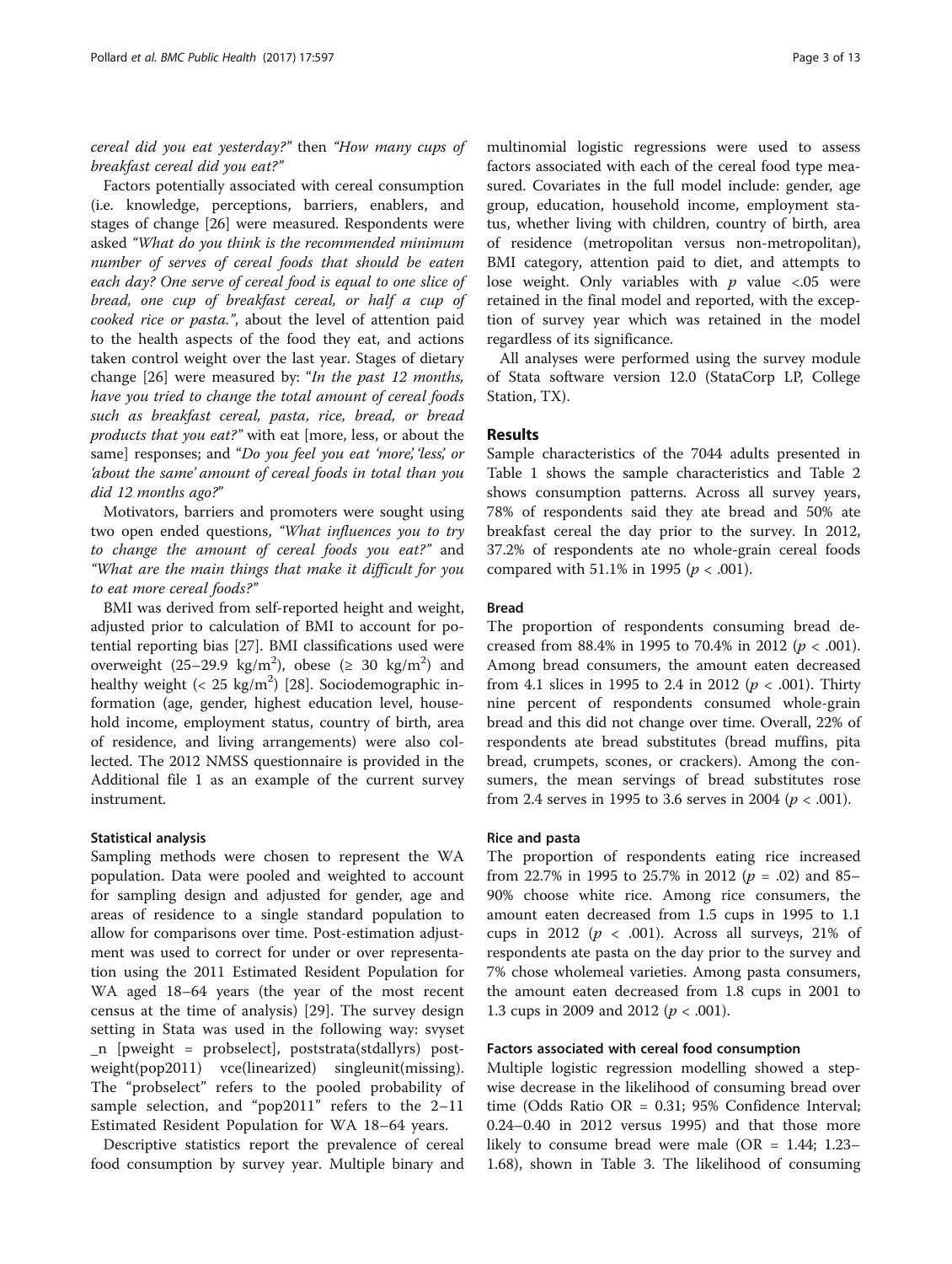*cereal did you eat yesterday?"* then *"How many cups of breakfast cereal did you eat?"*

Factors potentially associated with cereal consumption (i.e. knowledge, perceptions, barriers, enablers, and stages of change [26] were measured. Respondents were asked *"What do you think is the recommended minimum number of serves of cereal foods that should be eaten each day? One serve of cereal food is equal to one slice of bread, one cup of breakfast cereal, or half a cup of cooked rice or pasta."*, about the level of attention paid to the health aspects of the food they eat, and actions taken control weight over the last year. Stages of dietary change [26] were measured by: "*In the past 12 months, have you tried to change the total amount of cereal foods such as breakfast cereal, pasta, rice, bread, or bread products that you eat?"* with eat [more, less, or about the same] responses; and *"Do you feel you eat 'more', 'less', or 'about the same' amount of cereal foods in total than you did 12 months ago?"*

Motivators, barriers and promoters were sought using two open ended questions, *"What influences you to try to change the amount of cereal foods you eat?"* and *"What are the main things that make it difficult for you to eat more cereal foods?"*

BMI was derived from self-reported height and weight, adjusted prior to calculation of BMI to account for potential reporting bias [27]. BMI classifications used were overweight (25–29.9 kg/m$^2$), obese (≥ 30 kg/m$^2$) and healthy weight (< 25 kg/m$^2$) [28]. Sociodemographic information (age, gender, highest education level, household income, employment status, country of birth, area of residence, and living arrangements) were also collected. The 2012 NMSS questionnaire is provided in the Additional file 1 as an example of the current survey instrument.

### Statistical analysis

Sampling methods were chosen to represent the WA population. Data were pooled and weighted to account for sampling design and adjusted for gender, age and areas of residence to a single standard population to allow for comparisons over time. Post-estimation adjustment was used to correct for under or over representation using the 2011 Estimated Resident Population for WA aged 18–64 years (the year of the most recent census at the time of analysis) [29]. The survey design setting in Stata was used in the following way: svyset _n [pweight = probselect], poststrata(stdallyrs) postweight(pop2011) vce(linearized) singleunit(missing). The "probselect" refers to the pooled probability of sample selection, and "pop2011" refers to the 2–11 Estimated Resident Population for WA 18–64 years.

Descriptive statistics report the prevalence of cereal food consumption by survey year. Multiple binary and multinomial logistic regressions were used to assess factors associated with each of the cereal food type measured. Covariates in the full model include: gender, age group, education, household income, employment status, whether living with children, country of birth, area of residence (metropolitan versus non-metropolitan), BMI category, attention paid to diet, and attempts to lose weight. Only variables with $p$ value <.05 were retained in the final model and reported, with the exception of survey year which was retained in the model regardless of its significance.

All analyses were performed using the survey module of Stata software version 12.0 (StataCorp LP, College Station, TX).

## Results

Sample characteristics of the 7044 adults presented in Table 1 shows the sample characteristics and Table 2 shows consumption patterns. Across all survey years, 78% of respondents said they ate bread and 50% ate breakfast cereal the day prior to the survey. In 2012, 37.2% of respondents ate no whole-grain cereal foods compared with 51.1% in 1995 ($p$ < .001).

### Bread

The proportion of respondents consuming bread decreased from 88.4% in 1995 to 70.4% in 2012 ($p$ < .001). Among bread consumers, the amount eaten decreased from 4.1 slices in 1995 to 2.4 in 2012 ($p$ < .001). Thirty nine percent of respondents consumed whole-grain bread and this did not change over time. Overall, 22% of respondents ate bread substitutes (bread muffins, pita bread, crumpets, scones, or crackers). Among the consumers, the mean servings of bread substitutes rose from 2.4 serves in 1995 to 3.6 serves in 2004 ($p$ < .001).

### Rice and pasta

The proportion of respondents eating rice increased from 22.7% in 1995 to 25.7% in 2012 ($p$ = .02) and 85–90% choose white rice. Among rice consumers, the amount eaten decreased from 1.5 cups in 1995 to 1.1 cups in 2012 ($p$ < .001). Across all surveys, 21% of respondents ate pasta on the day prior to the survey and 7% chose wholemeal varieties. Among pasta consumers, the amount eaten decreased from 1.8 cups in 2001 to 1.3 cups in 2009 and 2012 ($p$ < .001).

### Factors associated with cereal food consumption

Multiple logistic regression modelling showed a stepwise decrease in the likelihood of consuming bread over time (Odds Ratio OR = 0.31; 95% Confidence Interval; 0.24–0.40 in 2012 versus 1995) and that those more likely to consume bread were male (OR = 1.44; 1.23–1.68), shown in Table 3. The likelihood of consuming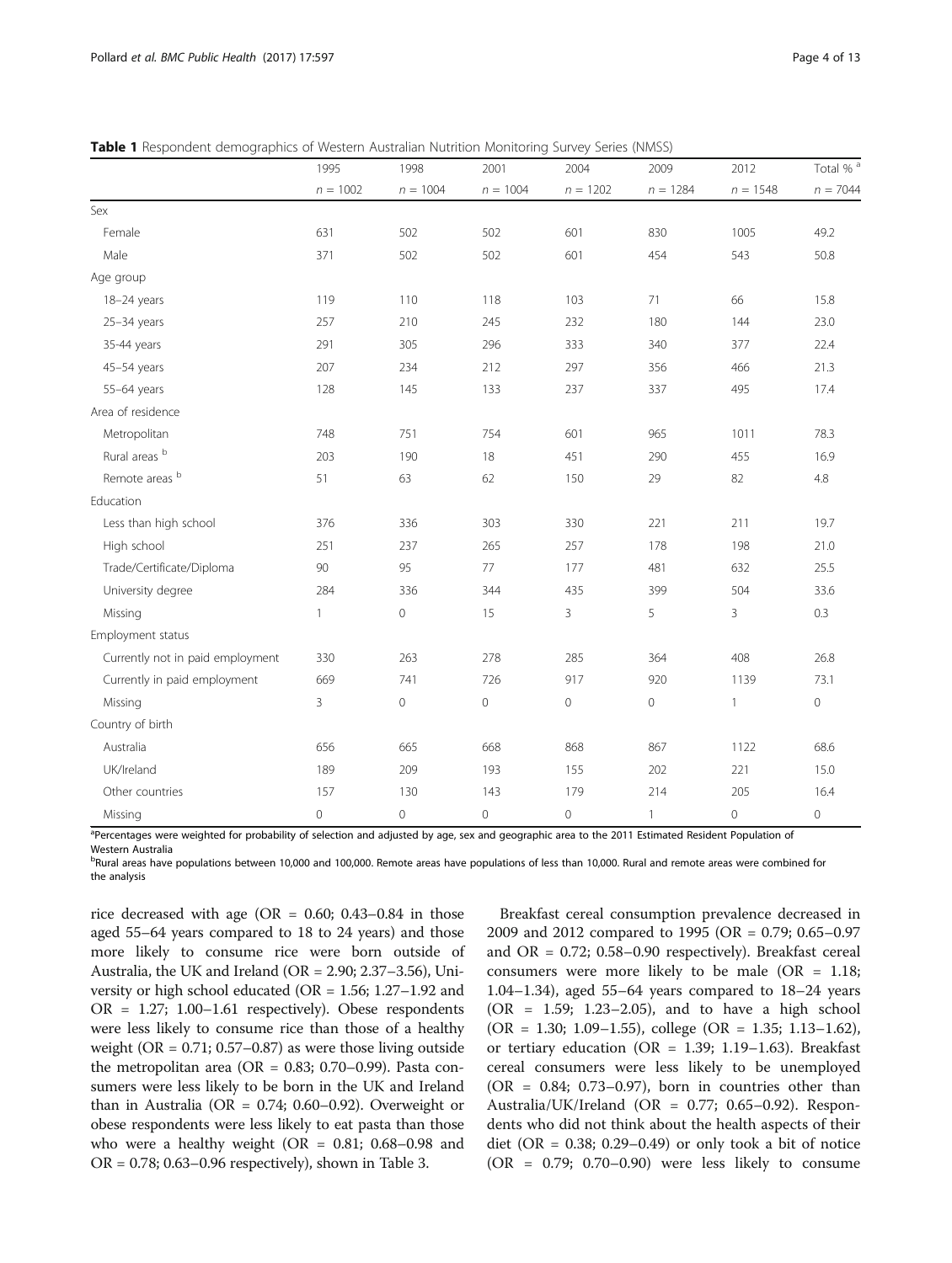**Table 1** Respondent demographics of Western Australian Nutrition Monitoring Survey Series (NMSS)

| | 1995 | 1998 | 2001 | 2004 | 2009 | 2012 | Total % [a] |
|---|---|---|---|---|---|---|---|
| | n = 1002 | n = 1004 | n = 1004 | n = 1202 | n = 1284 | n = 1548 | n = 7044 |
| Sex | | | | | | | |
| Female | 631 | 502 | 502 | 601 | 830 | 1005 | 49.2 |
| Male | 371 | 502 | 502 | 601 | 454 | 543 | 50.8 |
| Age group | | | | | | | |
| 18–24 years | 119 | 110 | 118 | 103 | 71 | 66 | 15.8 |
| 25–34 years | 257 | 210 | 245 | 232 | 180 | 144 | 23.0 |
| 35-44 years | 291 | 305 | 296 | 333 | 340 | 377 | 22.4 |
| 45–54 years | 207 | 234 | 212 | 297 | 356 | 466 | 21.3 |
| 55–64 years | 128 | 145 | 133 | 237 | 337 | 495 | 17.4 |
| Area of residence | | | | | | | |
| Metropolitan | 748 | 751 | 754 | 601 | 965 | 1011 | 78.3 |
| Rural areas [b] | 203 | 190 | 18 | 451 | 290 | 455 | 16.9 |
| Remote areas [b] | 51 | 63 | 62 | 150 | 29 | 82 | 4.8 |
| Education | | | | | | | |
| Less than high school | 376 | 336 | 303 | 330 | 221 | 211 | 19.7 |
| High school | 251 | 237 | 265 | 257 | 178 | 198 | 21.0 |
| Trade/Certificate/Diploma | 90 | 95 | 77 | 177 | 481 | 632 | 25.5 |
| University degree | 284 | 336 | 344 | 435 | 399 | 504 | 33.6 |
| Missing | 1 | 0 | 15 | 3 | 5 | 3 | 0.3 |
| Employment status | | | | | | | |
| Currently not in paid employment | 330 | 263 | 278 | 285 | 364 | 408 | 26.8 |
| Currently in paid employment | 669 | 741 | 726 | 917 | 920 | 1139 | 73.1 |
| Missing | 3 | 0 | 0 | 0 | 0 | 1 | 0 |
| Country of birth | | | | | | | |
| Australia | 656 | 665 | 668 | 868 | 867 | 1122 | 68.6 |
| UK/Ireland | 189 | 209 | 193 | 155 | 202 | 221 | 15.0 |
| Other countries | 157 | 130 | 143 | 179 | 214 | 205 | 16.4 |
| Missing | 0 | 0 | 0 | 0 | 1 | 0 | 0 |

[a]Percentages were weighted for probability of selection and adjusted by age, sex and geographic area to the 2011 Estimated Resident Population of Western Australia

[b]Rural areas have populations between 10,000 and 100,000. Remote areas have populations of less than 10,000. Rural and remote areas were combined for the analysis

rice decreased with age (OR = 0.60; 0.43–0.84 in those aged 55–64 years compared to 18 to 24 years) and those more likely to consume rice were born outside of Australia, the UK and Ireland (OR = 2.90; 2.37–3.56), University or high school educated (OR = 1.56; 1.27–1.92 and OR = 1.27; 1.00–1.61 respectively). Obese respondents were less likely to consume rice than those of a healthy weight (OR = 0.71; 0.57–0.87) as were those living outside the metropolitan area (OR = 0.83; 0.70–0.99). Pasta consumers were less likely to be born in the UK and Ireland than in Australia (OR = 0.74; 0.60–0.92). Overweight or obese respondents were less likely to eat pasta than those who were a healthy weight (OR = 0.81; 0.68–0.98 and OR = 0.78; 0.63–0.96 respectively), shown in Table 3.

Breakfast cereal consumption prevalence decreased in 2009 and 2012 compared to 1995 (OR = 0.79; 0.65–0.97 and OR = 0.72; 0.58–0.90 respectively). Breakfast cereal consumers were more likely to be male (OR = 1.18; 1.04–1.34), aged 55–64 years compared to 18–24 years (OR = 1.59; 1.23–2.05), and to have a high school (OR = 1.30; 1.09–1.55), college (OR = 1.35; 1.13–1.62), or tertiary education (OR = 1.39; 1.19–1.63). Breakfast cereal consumers were less likely to be unemployed (OR = 0.84; 0.73–0.97), born in countries other than Australia/UK/Ireland (OR = 0.77; 0.65–0.92). Respondents who did not think about the health aspects of their diet (OR = 0.38; 0.29–0.49) or only took a bit of notice (OR = 0.79; 0.70–0.90) were less likely to consume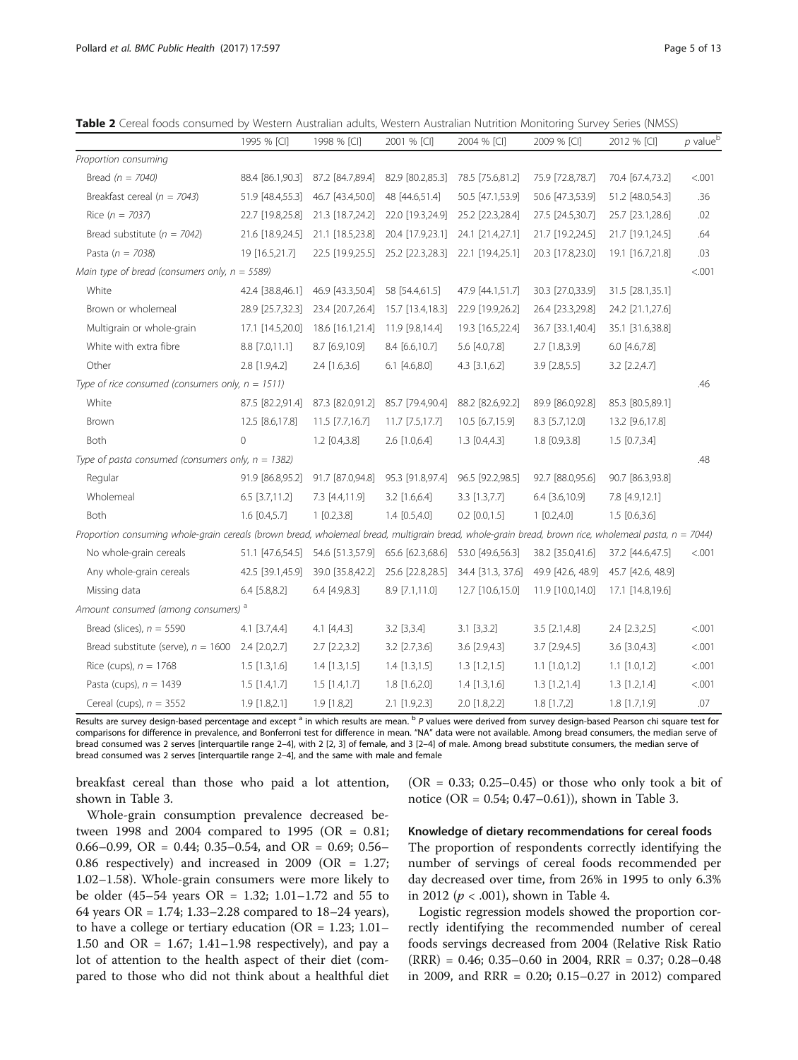**Table 2** Cereal foods consumed by Western Australian adults, Western Australian Nutrition Monitoring Survey Series (NMSS)

| | 1995 % [CI] | 1998 % [CI] | 2001 % [CI] | 2004 % [CI] | 2009 % [CI] | 2012 % [CI] | *p* value[b] |
|---|---|---|---|---|---|---|---|
| *Proportion consuming* | | | | | | | |
| Bread (*n* = 7040) | 88.4 [86.1,90.3] | 87.2 [84.7,89.4] | 82.9 [80.2,85.3] | 78.5 [75.6,81.2] | 75.9 [72.8,78.7] | 70.4 [67.4,73.2] | <.001 |
| Breakfast cereal (*n* = 7043) | 51.9 [48.4,55.3] | 46.7 [43.4,50.0] | 48 [44.6,51.4] | 50.5 [47.1,53.9] | 50.6 [47.3,53.9] | 51.2 [48.0,54.3] | .36 |
| Rice (*n* = 7037) | 22.7 [19.8,25.8] | 21.3 [18.7,24.2] | 22.0 [19.3,24.9] | 25.2 [22.3,28.4] | 27.5 [24.5,30.7] | 25.7 [23.1,28.6] | .02 |
| Bread substitute (*n* = 7042) | 21.6 [18.9,24.5] | 21.1 [18.5,23.8] | 20.4 [17.9,23.1] | 24.1 [21.4,27.1] | 21.7 [19.2,24.5] | 21.7 [19.1,24.5] | .64 |
| Pasta (*n* = 7038) | 19 [16.5,21.7] | 22.5 [19.9,25.5] | 25.2 [22.3,28.3] | 22.1 [19.4,25.1] | 20.3 [17.8,23.0] | 19.1 [16.7,21.8] | .03 |
| *Main type of bread (consumers only, n = 5589)* | | | | | | | <.001 |
| White | 42.4 [38.8,46.1] | 46.9 [43.3,50.4] | 58 [54.4,61.5] | 47.9 [44.1,51.7] | 30.3 [27.0,33.9] | 31.5 [28.1,35.1] | |
| Brown or wholemeal | 28.9 [25.7,32.3] | 23.4 [20.7,26.4] | 15.7 [13.4,18.3] | 22.9 [19.9,26.2] | 26.4 [23.3,29.8] | 24.2 [21.1,27.6] | |
| Multigrain or whole-grain | 17.1 [14.5,20.0] | 18.6 [16.1,21.4] | 11.9 [9.8,14.4] | 19.3 [16.5,22.4] | 36.7 [33.1,40.4] | 35.1 [31.6,38.8] | |
| White with extra fibre | 8.8 [7.0,11.1] | 8.7 [6.9,10.9] | 8.4 [6.6,10.7] | 5.6 [4.0,7.8] | 2.7 [1.8,3.9] | 6.0 [4.6,7.8] | |
| Other | 2.8 [1.9,4.2] | 2.4 [1.6,3.6] | 6.1 [4.6,8.0] | 4.3 [3.1,6.2] | 3.9 [2.8,5.5] | 3.2 [2.2,4.7] | |
| *Type of rice consumed (consumers only, n = 1511)* | | | | | | | .46 |
| White | 87.5 [82.2,91.4] | 87.3 [82.0,91.2] | 85.7 [79.4,90.4] | 88.2 [82.6,92.2] | 89.9 [86.0,92.8] | 85.3 [80.5,89.1] | |
| Brown | 12.5 [8.6,17.8] | 11.5 [7.7,16.7] | 11.7 [7.5,17.7] | 10.5 [6.7,15.9] | 8.3 [5.7,12.0] | 13.2 [9.6,17.8] | |
| Both | 0 | 1.2 [0.4,3.8] | 2.6 [1.0,6.4] | 1.3 [0.4,4.3] | 1.8 [0.9,3.8] | 1.5 [0.7,3.4] | |
| *Type of pasta consumed (consumers only, n = 1382)* | | | | | | | .48 |
| Regular | 91.9 [86.8,95.2] | 91.7 [87.0,94.8] | 95.3 [91.8,97.4] | 96.5 [92.2,98.5] | 92.7 [88.0,95.6] | 90.7 [86.3,93.8] | |
| Wholemeal | 6.5 [3.7,11.2] | 7.3 [4.4,11.9] | 3.2 [1.6,6.4] | 3.3 [1.3,7.7] | 6.4 [3.6,10.9] | 7.8 [4.9,12.1] | |
| Both | 1.6 [0.4,5.7] | 1 [0.2,3.8] | 1.4 [0.5,4.0] | 0.2 [0.0,1.5] | 1 [0.2,4.0] | 1.5 [0.6,3.6] | |
| *Proportion consuming whole-grain cereals (brown bread, wholemeal bread, multigrain bread, whole-grain bread, brown rice, wholemeal pasta, n = 7044)* | | | | | | | |
| No whole-grain cereals | 51.1 [47.6,54.5] | 54.6 [51.3,57.9] | 65.6 [62.3,68.6] | 53.0 [49.6,56.3] | 38.2 [35.0,41.6] | 37.2 [44.6,47.5] | <.001 |
| Any whole-grain cereals | 42.5 [39.1,45.9] | 39.0 [35.8,42.2] | 25.6 [22.8,28.5] | 34.4 [31.3, 37.6] | 49.9 [42.6, 48.9] | 45.7 [42.6, 48.9] | |
| Missing data | 6.4 [5.8,8.2] | 6.4 [4.9,8.3] | 8.9 [7.1,11.0] | 12.7 [10.6,15.0] | 11.9 [10.0,14.0] | 17.1 [14.8,19.6] | |
| *Amount consumed (among consumers)* [a] | | | | | | | |
| Bread (slices), *n* = 5590 | 4.1 [3.7,4.4] | 4.1 [4,4.3] | 3.2 [3,3.4] | 3.1 [3,3.2] | 3.5 [2.1,4.8] | 2.4 [2.3,2.5] | <.001 |
| Bread substitute (serve), *n* = 1600 | 2.4 [2.0,2.7] | 2.7 [2.2,3.2] | 3.2 [2.7,3.6] | 3.6 [2.9,4.3] | 3.7 [2.9,4.5] | 3.6 [3.0,4.3] | <.001 |
| Rice (cups), *n* = 1768 | 1.5 [1.3,1.6] | 1.4 [1.3,1.5] | 1.4 [1.3,1.5] | 1.3 [1.2,1.5] | 1.1 [1.0,1.2] | 1.1 [1.0,1.2] | <.001 |
| Pasta (cups), *n* = 1439 | 1.5 [1.4,1.7] | 1.5 [1.4,1.7] | 1.8 [1.6,2.0] | 1.4 [1.3,1.6] | 1.3 [1.2,1.4] | 1.3 [1.2,1.4] | <.001 |
| Cereal (cups), *n* = 3552 | 1.9 [1.8,2.1] | 1.9 [1.8,2] | 2.1 [1.9,2.3] | 2.0 [1.8,2.2] | 1.8 [1.7,2] | 1.8 [1.7,1.9] | .07 |

Results are survey design-based percentage and except [a] in which results are mean. [b] *P* values were derived from survey design-based Pearson chi square test for comparisons for difference in prevalence, and Bonferroni test for difference in mean. "NA" data were not available. Among bread consumers, the median serve of bread consumed was 2 serves [interquartile range 2–4], with 2 [2, 3] of female, and 3 [2–4] of male. Among bread substitute consumers, the median serve of bread consumed was 2 serves [interquartile range 2–4], and the same with male and female

breakfast cereal than those who paid a lot attention, shown in Table 3.

Whole-grain consumption prevalence decreased between 1998 and 2004 compared to 1995 (OR = 0.81; 0.66–0.99, OR = 0.44; 0.35–0.54, and OR = 0.69; 0.56–0.86 respectively) and increased in 2009 (OR = 1.27; 1.02–1.58). Whole-grain consumers were more likely to be older (45–54 years OR = 1.32; 1.01–1.72 and 55 to 64 years OR = 1.74; 1.33–2.28 compared to 18–24 years), to have a college or tertiary education (OR = 1.23; 1.01–1.50 and OR = 1.67; 1.41–1.98 respectively), and pay a lot of attention to the health aspect of their diet (compared to those who did not think about a healthful diet (OR = 0.33; 0.25–0.45) or those who only took a bit of notice (OR = 0.54; 0.47–0.61)), shown in Table 3.

#### Knowledge of dietary recommendations for cereal foods

The proportion of respondents correctly identifying the number of servings of cereal foods recommended per day decreased over time, from 26% in 1995 to only 6.3% in 2012 ($p < .001$), shown in Table 4.

Logistic regression models showed the proportion correctly identifying the recommended number of cereal foods servings decreased from 2004 (Relative Risk Ratio (RRR) = 0.46; 0.35–0.60 in 2004, RRR = 0.37; 0.28–0.48 in 2009, and RRR = 0.20; 0.15–0.27 in 2012) compared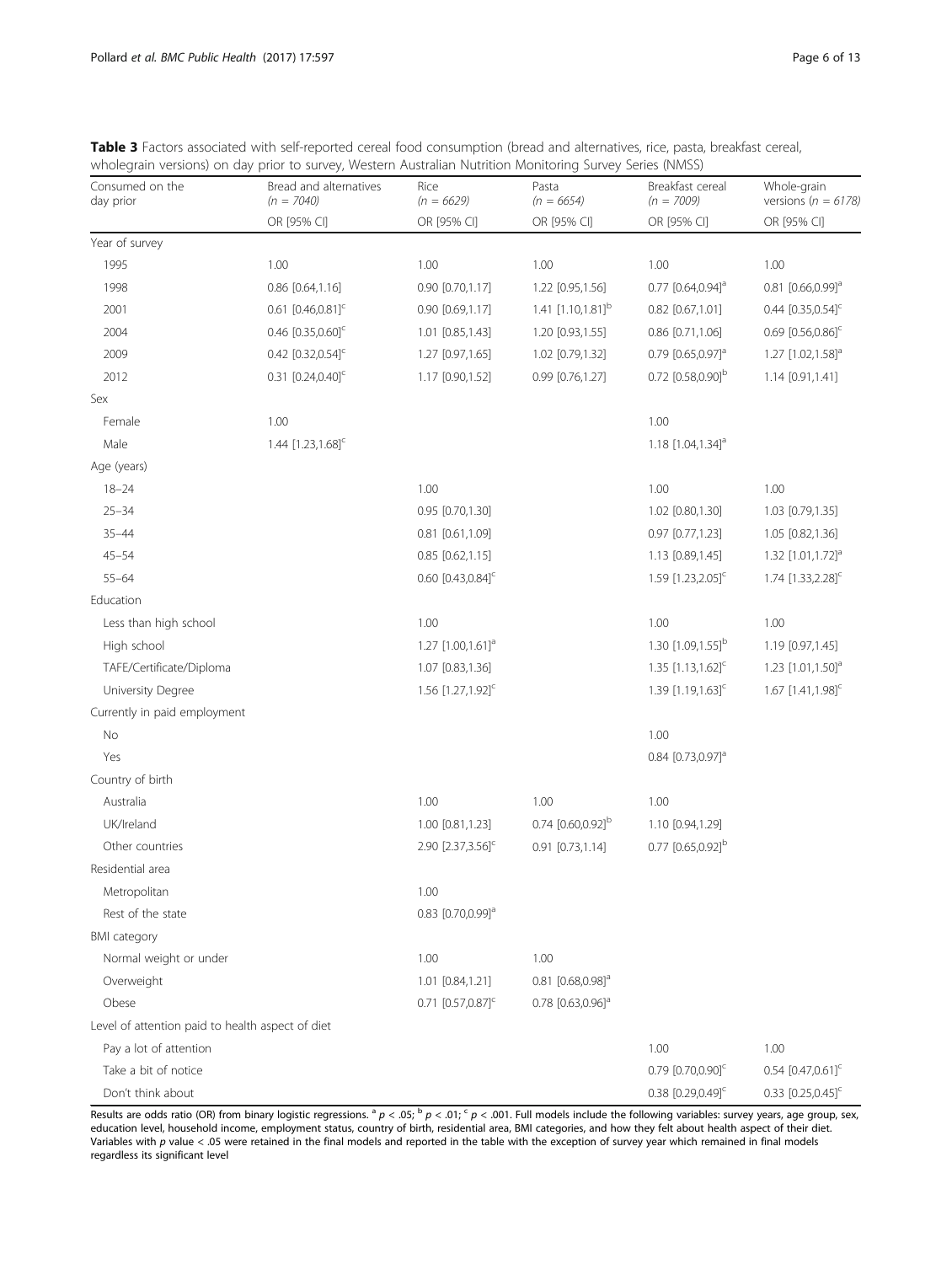**Table 3** Factors associated with self-reported cereal food consumption (bread and alternatives, rice, pasta, breakfast cereal, wholegrain versions) on day prior to survey, Western Australian Nutrition Monitoring Survey Series (NMSS)

| Consumed on the day prior | Bread and alternatives (*n* = 7040) | Rice (*n* = 6629) | Pasta (*n* = 6654) | Breakfast cereal (*n* = 7009) | Whole-grain versions (*n* = 6178) |
|---|---|---|---|---|---|
| | OR [95% CI] | OR [95% CI] | OR [95% CI] | OR [95% CI] | OR [95% CI] |
| Year of survey | | | | | |
| 1995 | 1.00 | 1.00 | 1.00 | 1.00 | 1.00 |
| 1998 | 0.86 [0.64,1.16] | 0.90 [0.70,1.17] | 1.22 [0.95,1.56] | 0.77 [0.64,0.94][a] | 0.81 [0.66,0.99][a] |
| 2001 | 0.61 [0.46,0.81][c] | 0.90 [0.69,1.17] | 1.41 [1.10,1.81][b] | 0.82 [0.67,1.01] | 0.44 [0.35,0.54][c] |
| 2004 | 0.46 [0.35,0.60][c] | 1.01 [0.85,1.43] | 1.20 [0.93,1.55] | 0.86 [0.71,1.06] | 0.69 [0.56,0.86][c] |
| 2009 | 0.42 [0.32,0.54][c] | 1.27 [0.97,1.65] | 1.02 [0.79,1.32] | 0.79 [0.65,0.97][a] | 1.27 [1.02,1.58][a] |
| 2012 | 0.31 [0.24,0.40][c] | 1.17 [0.90,1.52] | 0.99 [0.76,1.27] | 0.72 [0.58,0.90][b] | 1.14 [0.91,1.41] |
| Sex | | | | | |
| Female | 1.00 | | | 1.00 | |
| Male | 1.44 [1.23,1.68][c] | | | 1.18 [1.04,1.34][a] | |
| Age (years) | | | | | |
| 18–24 | | 1.00 | | 1.00 | 1.00 |
| 25–34 | | 0.95 [0.70,1.30] | | 1.02 [0.80,1.30] | 1.03 [0.79,1.35] |
| 35–44 | | 0.81 [0.61,1.09] | | 0.97 [0.77,1.23] | 1.05 [0.82,1.36] |
| 45–54 | | 0.85 [0.62,1.15] | | 1.13 [0.89,1.45] | 1.32 [1.01,1.72][a] |
| 55–64 | | 0.60 [0.43,0.84][c] | | 1.59 [1.23,2.05][c] | 1.74 [1.33,2.28][c] |
| Education | | | | | |
| Less than high school | | 1.00 | | 1.00 | 1.00 |
| High school | | 1.27 [1.00,1.61][a] | | 1.30 [1.09,1.55][b] | 1.19 [0.97,1.45] |
| TAFE/Certificate/Diploma | | 1.07 [0.83,1.36] | | 1.35 [1.13,1.62][c] | 1.23 [1.01,1.50][a] |
| University Degree | | 1.56 [1.27,1.92][c] | | 1.39 [1.19,1.63][c] | 1.67 [1.41,1.98][c] |
| Currently in paid employment | | | | | |
| No | | | | 1.00 | |
| Yes | | | | 0.84 [0.73,0.97][a] | |
| Country of birth | | | | | |
| Australia | | 1.00 | 1.00 | 1.00 | |
| UK/Ireland | | 1.00 [0.81,1.23] | 0.74 [0.60,0.92][b] | 1.10 [0.94,1.29] | |
| Other countries | | 2.90 [2.37,3.56][c] | 0.91 [0.73,1.14] | 0.77 [0.65,0.92][b] | |
| Residential area | | | | | |
| Metropolitan | | 1.00 | | | |
| Rest of the state | | 0.83 [0.70,0.99][a] | | | |
| BMI category | | | | | |
| Normal weight or under | | 1.00 | 1.00 | | |
| Overweight | | 1.01 [0.84,1.21] | 0.81 [0.68,0.98][a] | | |
| Obese | | 0.71 [0.57,0.87][c] | 0.78 [0.63,0.96][a] | | |
| Level of attention paid to health aspect of diet | | | | | |
| Pay a lot of attention | | | | 1.00 | 1.00 |
| Take a bit of notice | | | | 0.79 [0.70,0.90][c] | 0.54 [0.47,0.61][c] |
| Don't think about | | | | 0.38 [0.29,0.49][c] | 0.33 [0.25,0.45][c] |

Results are odds ratio (OR) from binary logistic regressions. [a] $p < .05$; [b] $p < .01$; [c] $p < .001$. Full models include the following variables: survey years, age group, sex, education level, household income, employment status, country of birth, residential area, BMI categories, and how they felt about health aspect of their diet. Variables with $p$ value < .05 were retained in the final models and reported in the table with the exception of survey year which remained in final models regardless its significant level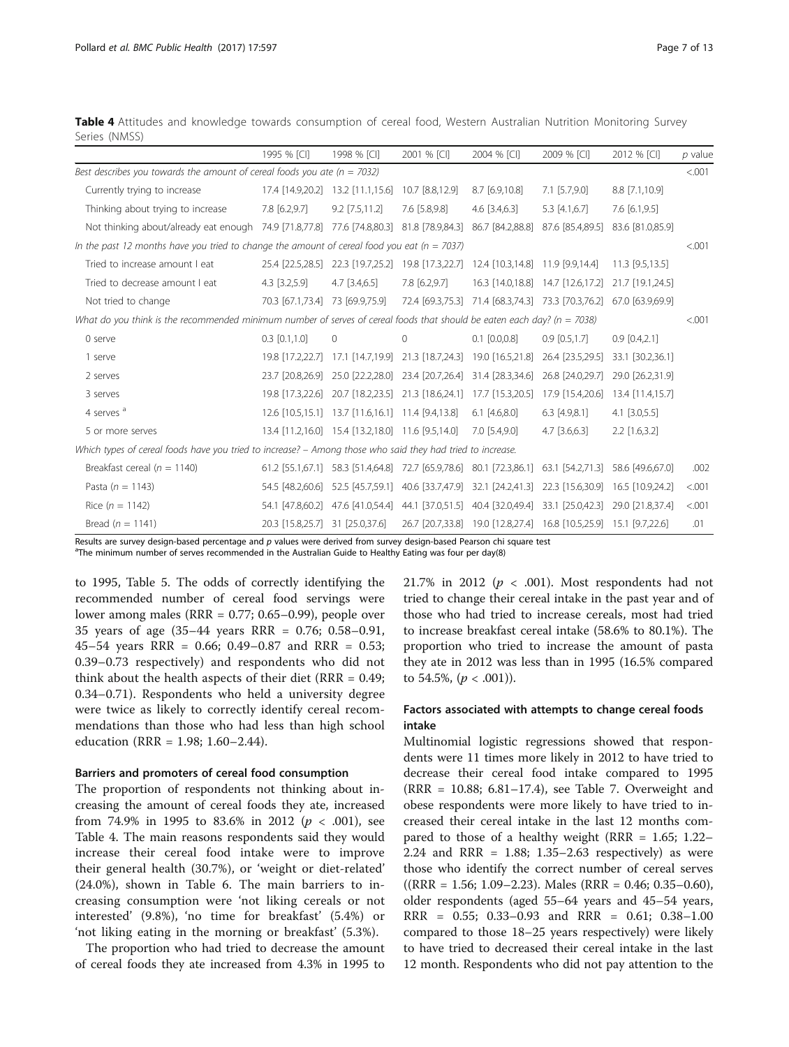**Table 4** Attitudes and knowledge towards consumption of cereal food, Western Australian Nutrition Monitoring Survey Series (NMSS)

| | 1995 % [CI] | 1998 % [CI] | 2001 % [CI] | 2004 % [CI] | 2009 % [CI] | 2012 % [CI] | *p* value |
|---|---|---|---|---|---|---|---|
| *Best describes you towards the amount of cereal foods you ate (n = 7032)* | | | | | | | <.001 |
| Currently trying to increase | 17.4 [14.9,20.2] | 13.2 [11.1,15.6] | 10.7 [8.8,12.9] | 8.7 [6.9,10.8] | 7.1 [5.7,9.0] | 8.8 [7.1,10.9] | |
| Thinking about trying to increase | 7.8 [6.2,9.7] | 9.2 [7.5,11.2] | 7.6 [5.8,9.8] | 4.6 [3.4,6.3] | 5.3 [4.1,6.7] | 7.6 [6.1,9.5] | |
| Not thinking about/already eat enough | 74.9 [71.8,77.8] | 77.6 [74.8,80.3] | 81.8 [78.9,84.3] | 86.7 [84.2,88.8] | 87.6 [85.4,89.5] | 83.6 [81.0,85.9] | |
| *In the past 12 months have you tried to change the amount of cereal food you eat (n = 7037)* | | | | | | | <.001 |
| Tried to increase amount I eat | 25.4 [22.5,28.5] | 22.3 [19.7,25.2] | 19.8 [17.3,22.7] | 12.4 [10.3,14.8] | 11.9 [9.9,14.4] | 11.3 [9.5,13.5] | |
| Tried to decrease amount I eat | 4.3 [3.2,5.9] | 4.7 [3.4,6.5] | 7.8 [6.2,9.7] | 16.3 [14.0,18.8] | 14.7 [12.6,17.2] | 21.7 [19.1,24.5] | |
| Not tried to change | 70.3 [67.1,73.4] | 73 [69.9,75.9] | 72.4 [69.3,75.3] | 71.4 [68.3,74.3] | 73.3 [70.3,76.2] | 67.0 [63.9,69.9] | |
| *What do you think is the recommended minimum number of serves of cereal foods that should be eaten each day? (n = 7038)* | | | | | | | <.001 |
| 0 serve | 0.3 [0.1,1.0] | 0 | 0 | 0.1 [0.0,0.8] | 0.9 [0.5,1.7] | 0.9 [0.4,2.1] | |
| 1 serve | 19.8 [17.2,22.7] | 17.1 [14.7,19.9] | 21.3 [18.7,24.3] | 19.0 [16.5,21.8] | 26.4 [23.5,29.5] | 33.1 [30.2,36.1] | |
| 2 serves | 23.7 [20.8,26.9] | 25.0 [22.2,28.0] | 23.4 [20.7,26.4] | 31.4 [28.3,34.6] | 26.8 [24.0,29.7] | 29.0 [26.2,31.9] | |
| 3 serves | 19.8 [17.3,22.6] | 20.7 [18.2,23.5] | 21.3 [18.6,24.1] | 17.7 [15.3,20.5] | 17.9 [15.4,20.6] | 13.4 [11.4,15.7] | |
| 4 serves [a] | 12.6 [10.5,15.1] | 13.7 [11.6,16.1] | 11.4 [9.4,13.8] | 6.1 [4.6,8.0] | 6.3 [4.9,8.1] | 4.1 [3.0,5.5] | |
| 5 or more serves | 13.4 [11.2,16.0] | 15.4 [13.2,18.0] | 11.6 [9.5,14.0] | 7.0 [5.4,9.0] | 4.7 [3.6,6.3] | 2.2 [1.6,3.2] | |
| *Which types of cereal foods have you tried to increase? – Among those who said they had tried to increase.* | | | | | | | |
| Breakfast cereal (*n* = 1140) | 61.2 [55.1,67.1] | 58.3 [51.4,64.8] | 72.7 [65.9,78.6] | 80.1 [72.3,86.1] | 63.1 [54.2,71.3] | 58.6 [49.6,67.0] | .002 |
| Pasta (*n* = 1143) | 54.5 [48.2,60.6] | 52.5 [45.7,59.1] | 40.6 [33.7,47.9] | 32.1 [24.2,41.3] | 22.3 [15.6,30.9] | 16.5 [10.9,24.2] | <.001 |
| Rice (*n* = 1142) | 54.1 [47.8,60.2] | 47.6 [41.0,54.4] | 44.1 [37.0,51.5] | 40.4 [32.0,49.4] | 33.1 [25.0,42.3] | 29.0 [21.8,37.4] | <.001 |
| Bread (*n* = 1141) | 20.3 [15.8,25.7] | 31 [25.0,37.6] | 26.7 [20.7,33.8] | 19.0 [12.8,27.4] | 16.8 [10.5,25.9] | 15.1 [9.7,22.6] | .01 |

Results are survey design-based percentage and *p* values were derived from survey design-based Pearson chi square test
[a]The minimum number of serves recommended in the Australian Guide to Healthy Eating was four per day(8)

to 1995, Table 5. The odds of correctly identifying the recommended number of cereal food servings were lower among males (RRR = 0.77; 0.65–0.99), people over 35 years of age (35–44 years RRR = 0.76; 0.58–0.91, 45–54 years RRR = 0.66; 0.49–0.87 and RRR = 0.53; 0.39–0.73 respectively) and respondents who did not think about the health aspects of their diet (RRR = 0.49; 0.34–0.71). Respondents who held a university degree were twice as likely to correctly identify cereal recommendations than those who had less than high school education (RRR = 1.98; 1.60–2.44).

### Barriers and promoters of cereal food consumption

The proportion of respondents not thinking about increasing the amount of cereal foods they ate, increased from 74.9% in 1995 to 83.6% in 2012 ($p < .001$), see Table 4. The main reasons respondents said they would increase their cereal food intake were to improve their general health (30.7%), or 'weight or diet-related' (24.0%), shown in Table 6. The main barriers to increasing consumption were 'not liking cereals or not interested' (9.8%), 'no time for breakfast' (5.4%) or 'not liking eating in the morning or breakfast' (5.3%).

The proportion who had tried to decrease the amount of cereal foods they ate increased from 4.3% in 1995 to 21.7% in 2012 ($p < .001$). Most respondents had not tried to change their cereal intake in the past year and of those who had tried to increase cereals, most had tried to increase breakfast cereal intake (58.6% to 80.1%). The proportion who tried to increase the amount of pasta they ate in 2012 was less than in 1995 (16.5% compared to 54.5%, ($p < .001$)).

### Factors associated with attempts to change cereal foods intake

Multinomial logistic regressions showed that respondents were 11 times more likely in 2012 to have tried to decrease their cereal food intake compared to 1995 (RRR = 10.88; 6.81–17.4), see Table 7. Overweight and obese respondents were more likely to have tried to increased their cereal intake in the last 12 months compared to those of a healthy weight (RRR = 1.65; 1.22–2.24 and RRR = 1.88; 1.35–2.63 respectively) as were those who identify the correct number of cereal serves ((RRR = 1.56; 1.09–2.23). Males (RRR = 0.46; 0.35–0.60), older respondents (aged 55–64 years and 45–54 years, RRR = 0.55; 0.33–0.93 and RRR = 0.61; 0.38–1.00 compared to those 18–25 years respectively) were likely to have tried to decreased their cereal intake in the last 12 month. Respondents who did not pay attention to the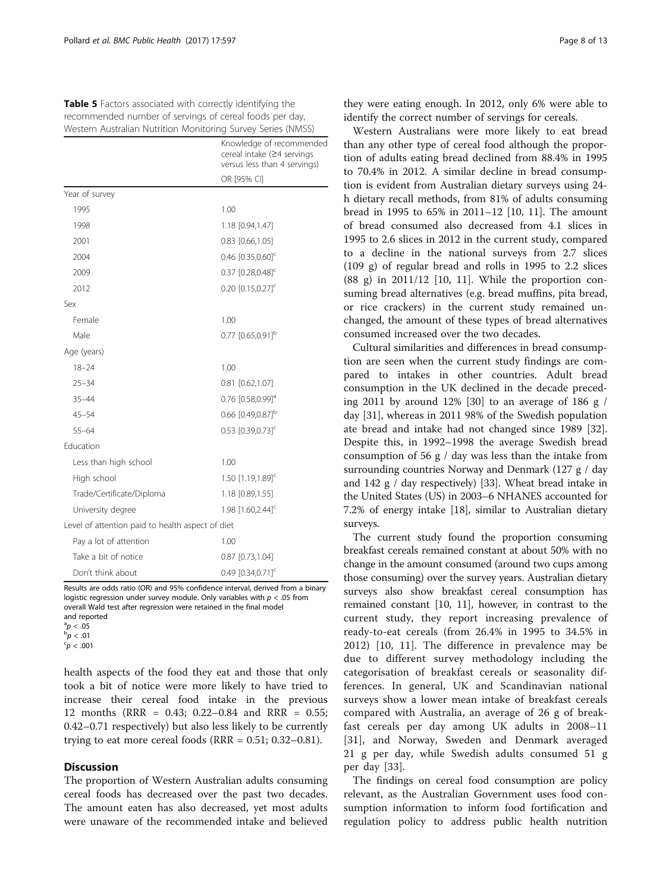**Table 5** Factors associated with correctly identifying the recommended number of servings of cereal foods per day, Western Australian Nutrition Monitoring Survey Series (NMSS)

| | Knowledge of recommended cereal intake (≥4 servings versus less than 4 servings) |
|---|---|
| | OR [95% CI] |
| Year of survey | |
| 1995 | 1.00 |
| 1998 | 1.18 [0.94,1.47] |
| 2001 | 0.83 [0.66,1.05] |
| 2004 | 0.46 [0.35,0.60][c] |
| 2009 | 0.37 [0.28,0.48][c] |
| 2012 | 0.20 [0.15,0.27][c] |
| Sex | |
| Female | 1.00 |
| Male | 0.77 [0.65,0.91][b] |
| Age (years) | |
| 18–24 | 1.00 |
| 25–34 | 0.81 [0.62,1.07] |
| 35–44 | 0.76 [0.58,0.99][a] |
| 45–54 | 0.66 [0.49,0.87][b] |
| 55–64 | 0.53 [0.39,0.73][c] |
| Education | |
| Less than high school | 1.00 |
| High school | 1.50 [1.19,1.89][c] |
| Trade/Certificate/Diploma | 1.18 [0.89,1.55] |
| University degree | 1.98 [1.60,2.44][c] |
| Level of attention paid to health aspect of diet | |
| Pay a lot of attention | 1.00 |
| Take a bit of notice | 0.87 [0.73,1.04] |
| Don't think about | 0.49 [0.34,0.71][c] |

Results are odds ratio (OR) and 95% confidence interval, derived from a binary logistic regression under survey module. Only variables with $p < .05$ from overall Wald test after regression were retained in the final model and reported
[a]$p < .05$
[b]$p < .01$
[c]$p < .001$

health aspects of the food they eat and those that only took a bit of notice were more likely to have tried to increase their cereal food intake in the previous 12 months (RRR = 0.43; 0.22–0.84 and RRR = 0.55; 0.42–0.71 respectively) but also less likely to be currently trying to eat more cereal foods (RRR = 0.51; 0.32–0.81).

## Discussion

The proportion of Western Australian adults consuming cereal foods has decreased over the past two decades. The amount eaten has also decreased, yet most adults were unaware of the recommended intake and believed they were eating enough. In 2012, only 6% were able to identify the correct number of servings for cereals.

Western Australians were more likely to eat bread than any other type of cereal food although the proportion of adults eating bread declined from 88.4% in 1995 to 70.4% in 2012. A similar decline in bread consumption is evident from Australian dietary surveys using 24-h dietary recall methods, from 81% of adults consuming bread in 1995 to 65% in 2011–12 [10, 11]. The amount of bread consumed also decreased from 4.1 slices in 1995 to 2.6 slices in 2012 in the current study, compared to a decline in the national surveys from 2.7 slices (109 g) of regular bread and rolls in 1995 to 2.2 slices (88 g) in 2011/12 [10, 11]. While the proportion consuming bread alternatives (e.g. bread muffins, pita bread, or rice crackers) in the current study remained unchanged, the amount of these types of bread alternatives consumed increased over the two decades.

Cultural similarities and differences in bread consumption are seen when the current study findings are compared to intakes in other countries. Adult bread consumption in the UK declined in the decade preceding 2011 by around 12% [30] to an average of 186 g / day [31], whereas in 2011 98% of the Swedish population ate bread and intake had not changed since 1989 [32]. Despite this, in 1992–1998 the average Swedish bread consumption of 56 g / day was less than the intake from surrounding countries Norway and Denmark (127 g / day and 142 g / day respectively) [33]. Wheat bread intake in the United States (US) in 2003–6 NHANES accounted for 7.2% of energy intake [18], similar to Australian dietary surveys.

The current study found the proportion consuming breakfast cereals remained constant at about 50% with no change in the amount consumed (around two cups among those consuming) over the survey years. Australian dietary surveys also show breakfast cereal consumption has remained constant [10, 11], however, in contrast to the current study, they report increasing prevalence of ready-to-eat cereals (from 26.4% in 1995 to 34.5% in 2012) [10, 11]. The difference in prevalence may be due to different survey methodology including the categorisation of breakfast cereals or seasonality differences. In general, UK and Scandinavian national surveys show a lower mean intake of breakfast cereals compared with Australia, an average of 26 g of breakfast cereals per day among UK adults in 2008–11 [31], and Norway, Sweden and Denmark averaged 21 g per day, while Swedish adults consumed 51 g per day [33].

The findings on cereal food consumption are policy relevant, as the Australian Government uses food consumption information to inform food fortification and regulation policy to address public health nutrition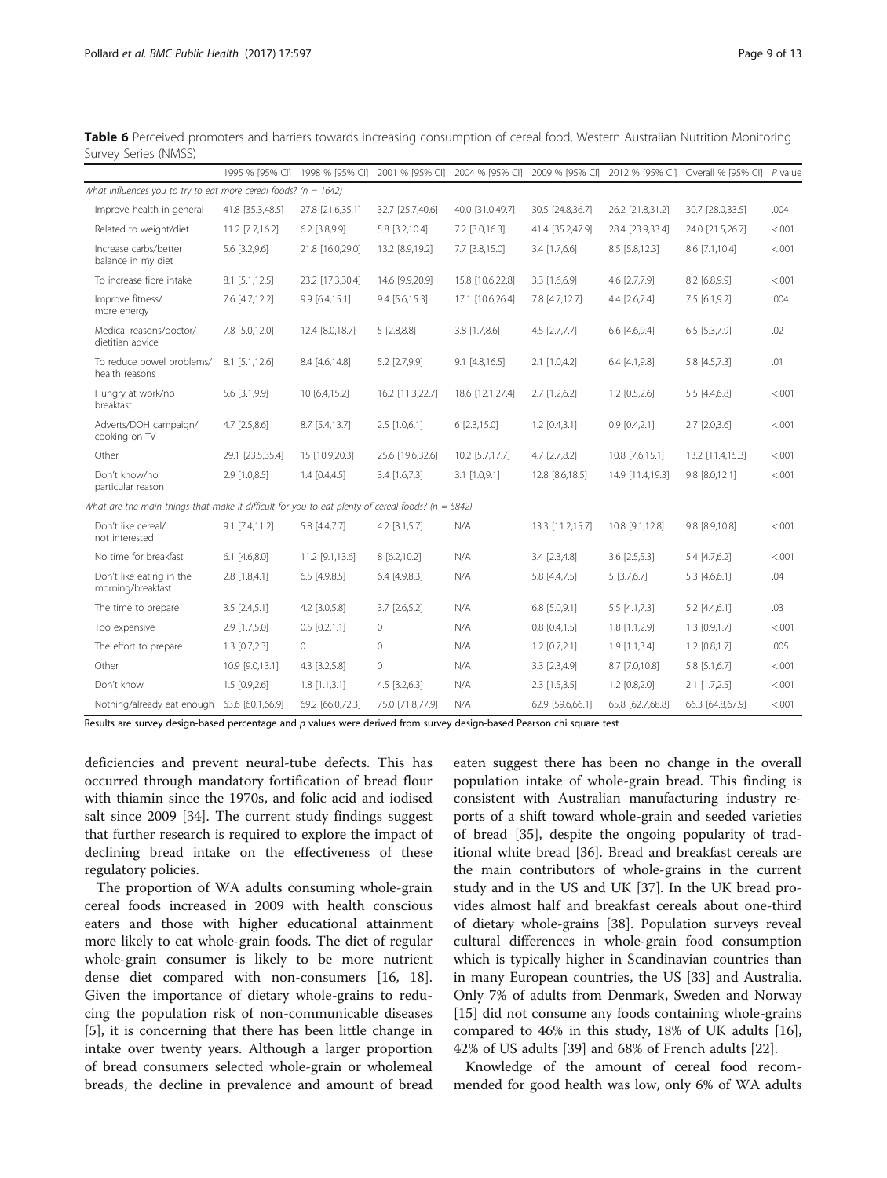**Table 6** Perceived promoters and barriers towards increasing consumption of cereal food, Western Australian Nutrition Monitoring Survey Series (NMSS)

| | 1995 % [95% CI] | 1998 % [95% CI] | 2001 % [95% CI] | 2004 % [95% CI] | 2009 % [95% CI] | 2012 % [95% CI] | Overall % [95% CI] | P value |
|---|---|---|---|---|---|---|---|---|
| *What influences you to try to eat more cereal foods? (n = 1642)* | | | | | | | | |
| Improve health in general | 41.8 [35.3,48.5] | 27.8 [21.6,35.1] | 32.7 [25.7,40.6] | 40.0 [31.0,49.7] | 30.5 [24.8,36.7] | 26.2 [21.8,31.2] | 30.7 [28.0,33.5] | .004 |
| Related to weight/diet | 11.2 [7.7,16.2] | 6.2 [3.8,9.9] | 5.8 [3.2,10.4] | 7.2 [3.0,16.3] | 41.4 [35.2,47.9] | 28.4 [23.9,33.4] | 24.0 [21.5,26.7] | <.001 |
| Increase carbs/better balance in my diet | 5.6 [3.2,9.6] | 21.8 [16.0,29.0] | 13.2 [8.9,19.2] | 7.7 [3.8,15.0] | 3.4 [1.7,6.6] | 8.5 [5.8,12.3] | 8.6 [7.1,10.4] | <.001 |
| To increase fibre intake | 8.1 [5.1,12.5] | 23.2 [17.3,30.4] | 14.6 [9.9,20.9] | 15.8 [10.6,22.8] | 3.3 [1.6,6.9] | 4.6 [2.7,7.9] | 8.2 [6.8,9.9] | <.001 |
| Improve fitness/ more energy | 7.6 [4.7,12.2] | 9.9 [6.4,15.1] | 9.4 [5.6,15.3] | 17.1 [10.6,26.4] | 7.8 [4.7,12.7] | 4.4 [2.6,7.4] | 7.5 [6.1,9.2] | .004 |
| Medical reasons/doctor/ dietitian advice | 7.8 [5.0,12.0] | 12.4 [8.0,18.7] | 5 [2.8,8.8] | 3.8 [1.7,8.6] | 4.5 [2.7,7.7] | 6.6 [4.6,9.4] | 6.5 [5.3,7.9] | .02 |
| To reduce bowel problems/ health reasons | 8.1 [5.1,12.6] | 8.4 [4.6,14.8] | 5.2 [2.7,9.9] | 9.1 [4.8,16.5] | 2.1 [1.0,4.2] | 6.4 [4.1,9.8] | 5.8 [4.5,7.3] | .01 |
| Hungry at work/no breakfast | 5.6 [3.1,9.9] | 10 [6.4,15.2] | 16.2 [11.3,22.7] | 18.6 [12.1,27.4] | 2.7 [1.2,6.2] | 1.2 [0.5,2.6] | 5.5 [4.4,6.8] | <.001 |
| Adverts/DOH campaign/ cooking on TV | 4.7 [2.5,8.6] | 8.7 [5.4,13.7] | 2.5 [1.0,6.1] | 6 [2.3,15.0] | 1.2 [0.4,3.1] | 0.9 [0.4,2.1] | 2.7 [2.0,3.6] | <.001 |
| Other | 29.1 [23.5,35.4] | 15 [10.9,20.3] | 25.6 [19.6,32.6] | 10.2 [5.7,17.7] | 4.7 [2.7,8.2] | 10.8 [7.6,15.1] | 13.2 [11.4,15.3] | <.001 |
| Don't know/no particular reason | 2.9 [1.0,8.5] | 1.4 [0.4,4.5] | 3.4 [1.6,7.3] | 3.1 [1.0,9.1] | 12.8 [8.6,18.5] | 14.9 [11.4,19.3] | 9.8 [8.0,12.1] | <.001 |
| *What are the main things that make it difficult for you to eat plenty of cereal foods? (n = 5842)* | | | | | | | | |
| Don't like cereal/ not interested | 9.1 [7.4,11.2] | 5.8 [4.4,7.7] | 4.2 [3.1,5.7] | N/A | 13.3 [11.2,15.7] | 10.8 [9.1,12.8] | 9.8 [8.9,10.8] | <.001 |
| No time for breakfast | 6.1 [4.6,8.0] | 11.2 [9.1,13.6] | 8 [6.2,10.2] | N/A | 3.4 [2.3,4.8] | 3.6 [2.5,5.3] | 5.4 [4.7,6.2] | <.001 |
| Don't like eating in the morning/breakfast | 2.8 [1.8,4.1] | 6.5 [4.9,8.5] | 6.4 [4.9,8.3] | N/A | 5.8 [4.4,7.5] | 5 [3.7,6.7] | 5.3 [4.6,6.1] | .04 |
| The time to prepare | 3.5 [2.4,5.1] | 4.2 [3.0,5.8] | 3.7 [2.6,5.2] | N/A | 6.8 [5.0,9.1] | 5.5 [4.1,7.3] | 5.2 [4.4,6.1] | .03 |
| Too expensive | 2.9 [1.7,5.0] | 0.5 [0.2,1.1] | 0 | N/A | 0.8 [0.4,1.5] | 1.8 [1.1,2.9] | 1.3 [0.9,1.7] | <.001 |
| The effort to prepare | 1.3 [0.7,2.3] | 0 | 0 | N/A | 1.2 [0.7,2.1] | 1.9 [1.1,3.4] | 1.2 [0.8,1.7] | .005 |
| Other | 10.9 [9.0,13.1] | 4.3 [3.2,5.8] | 0 | N/A | 3.3 [2.3,4.9] | 8.7 [7.0,10.8] | 5.8 [5.1,6.7] | <.001 |
| Don't know | 1.5 [0.9,2.6] | 1.8 [1.1,3.1] | 4.5 [3.2,6.3] | N/A | 2.3 [1.5,3.5] | 1.2 [0.8,2.0] | 2.1 [1.7,2.5] | <.001 |
| Nothing/already eat enough | 63.6 [60.1,66.9] | 69.2 [66.0,72.3] | 75.0 [71.8,77.9] | N/A | 62.9 [59.6,66.1] | 65.8 [62.7,68.8] | 66.3 [64.8,67.9] | <.001 |

Results are survey design-based percentage and *p* values were derived from survey design-based Pearson chi square test

deficiencies and prevent neural-tube defects. This has occurred through mandatory fortification of bread flour with thiamin since the 1970s, and folic acid and iodised salt since 2009 [34]. The current study findings suggest that further research is required to explore the impact of declining bread intake on the effectiveness of these regulatory policies.

The proportion of WA adults consuming whole-grain cereal foods increased in 2009 with health conscious eaters and those with higher educational attainment more likely to eat whole-grain foods. The diet of regular whole-grain consumer is likely to be more nutrient dense diet compared with non-consumers [16, 18]. Given the importance of dietary whole-grains to reducing the population risk of non-communicable diseases [5], it is concerning that there has been little change in intake over twenty years. Although a larger proportion of bread consumers selected whole-grain or wholemeal breads, the decline in prevalence and amount of bread eaten suggest there has been no change in the overall population intake of whole-grain bread. This finding is consistent with Australian manufacturing industry reports of a shift toward whole-grain and seeded varieties of bread [35], despite the ongoing popularity of traditional white bread [36]. Bread and breakfast cereals are the main contributors of whole-grains in the current study and in the US and UK [37]. In the UK bread provides almost half and breakfast cereals about one-third of dietary whole-grains [38]. Population surveys reveal cultural differences in whole-grain food consumption which is typically higher in Scandinavian countries than in many European countries, the US [33] and Australia. Only 7% of adults from Denmark, Sweden and Norway [15] did not consume any foods containing whole-grains compared to 46% in this study, 18% of UK adults [16], 42% of US adults [39] and 68% of French adults [22].

Knowledge of the amount of cereal food recommended for good health was low, only 6% of WA adults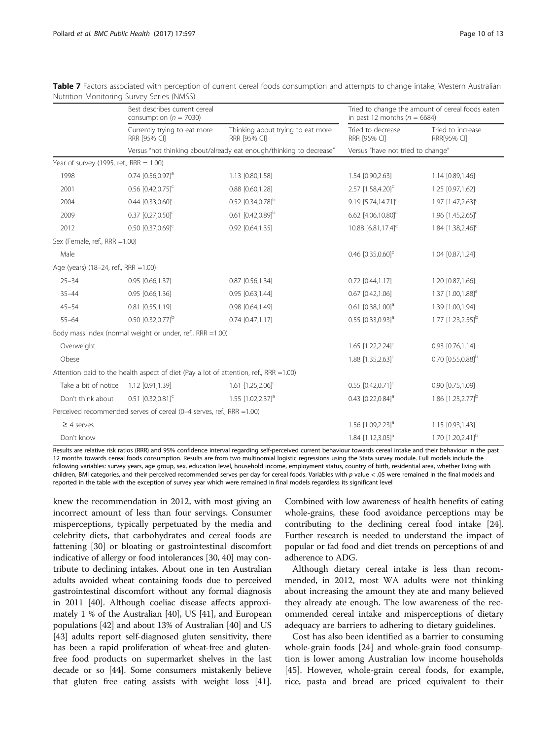**Table 7** Factors associated with perception of current cereal foods consumption and attempts to change intake, Western Australian Nutrition Monitoring Survey Series (NMSS)

| | Best describes current cereal consumption ($n$ = 7030) | | Tried to change the amount of cereal foods eaten in past 12 months ($n$ = 6684) | |
|---|---|---|---|---|
| | Currently trying to eat more RRR [95% CI] | Thinking about trying to eat more RRR [95% CI] | Tried to decrease RRR [95% CI] | Tried to increase RRR[95% CI] |
| | Versus "not thinking about/already eat enough/thinking to decrease" | | Versus "have not tried to change" | |
| Year of survey (1995, ref., RRR = 1.00) | | | | |
| 1998 | 0.74 [0.56,0.97][a] | 1.13 [0.80,1.58] | 1.54 [0.90,2.63] | 1.14 [0.89,1.46] |
| 2001 | 0.56 [0.42,0.75][c] | 0.88 [0.60,1.28] | 2.57 [1.58,4.20][c] | 1.25 [0.97,1.62] |
| 2004 | 0.44 [0.33,0.60][c] | 0.52 [0.34,0.78][b] | 9.19 [5.74,14.71][c] | 1.97 [1.47,2.63][c] |
| 2009 | 0.37 [0.27,0.50][c] | 0.61 [0.42,0.89][b] | 6.62 [4.06,10.80][c] | 1.96 [1.45,2.65][c] |
| 2012 | 0.50 [0.37,0.69][c] | 0.92 [0.64,1.35] | 10.88 [6.81,17.4][c] | 1.84 [1.38,2.46][c] |
| Sex (Female, ref., RRR =1.00) | | | | |
| Male | | | 0.46 [0.35,0.60][c] | 1.04 [0.87,1.24] |
| Age (years) (18–24, ref., RRR =1.00) | | | | |
| 25–34 | 0.95 [0.66,1.37] | 0.87 [0.56,1.34] | 0.72 [0.44,1.17] | 1.20 [0.87,1.66] |
| 35–44 | 0.95 [0.66,1.36] | 0.95 [0.63,1.44] | 0.67 [0.42,1.06] | 1.37 [1.00,1.88][a] |
| 45–54 | 0.81 [0.55,1.19] | 0.98 [0.64,1.49] | 0.61 [0.38,1.00][a] | 1.39 [1.00,1.94] |
| 55–64 | 0.50 [0.32,0.77][b] | 0.74 [0.47,1.17] | 0.55 [0.33,0.93][a] | 1.77 [1.23,2.55][b] |
| Body mass index (normal weight or under, ref., RRR =1.00) | | | | |
| Overweight | | | 1.65 [1.22,2.24][c] | 0.93 [0.76,1.14] |
| Obese | | | 1.88 [1.35,2.63][c] | 0.70 [0.55,0.88][b] |
| Attention paid to the health aspect of diet (Pay a lot of attention, ref., RRR =1.00) | | | | |
| Take a bit of notice | 1.12 [0.91,1.39] | 1.61 [1.25,2.06][c] | 0.55 [0.42,0.71][c] | 0.90 [0.75,1.09] |
| Don't think about | 0.51 [0.32,0.81][c] | 1.55 [1.02,2.37][a] | 0.43 [0.22,0.84][a] | 1.86 [1.25,2.77][b] |
| Perceived recommended serves of cereal (0–4 serves, ref., RRR =1.00) | | | | |
| ≥ 4 serves | | | 1.56 [1.09,2.23][a] | 1.15 [0.93,1.43] |
| Don't know | | | 1.84 [1.12,3.05][a] | 1.70 [1.20,2.41][b] |

Results are relative risk ratios (RRR) and 95% confidence interval regarding self-perceived current behaviour towards cereal intake and their behaviour in the past 12 months towards cereal foods consumption. Results are from two multinomial logistic regressions using the Stata survey module. Full models include the following variables: survey years, age group, sex, education level, household income, employment status, country of birth, residential area, whether living with children, BMI categories, and their perceived recommended serves per day for cereal foods. Variables with $p$ value < .05 were remained in the final models and reported in the table with the exception of survey year which were remained in final models regardless its significant level

knew the recommendation in 2012, with most giving an incorrect amount of less than four servings. Consumer misperceptions, typically perpetuated by the media and celebrity diets, that carbohydrates and cereal foods are fattening [30] or bloating or gastrointestinal discomfort indicative of allergy or food intolerances [30, 40] may contribute to declining intakes. About one in ten Australian adults avoided wheat containing foods due to perceived gastrointestinal discomfort without any formal diagnosis in 2011 [40]. Although coeliac disease affects approximately 1 % of the Australian [40], US [41], and European populations [42] and about 13% of Australian [40] and US [43] adults report self-diagnosed gluten sensitivity, there has been a rapid proliferation of wheat-free and gluten-free food products on supermarket shelves in the last decade or so [44]. Some consumers mistakenly believe that gluten free eating assists with weight loss [41]. Combined with low awareness of health benefits of eating whole-grains, these food avoidance perceptions may be contributing to the declining cereal food intake [24]. Further research is needed to understand the impact of popular or fad food and diet trends on perceptions of and adherence to ADG.

Although dietary cereal intake is less than recommended, in 2012, most WA adults were not thinking about increasing the amount they ate and many believed they already ate enough. The low awareness of the recommended cereal intake and misperceptions of dietary adequacy are barriers to adhering to dietary guidelines.

Cost has also been identified as a barrier to consuming whole-grain foods [24] and whole-grain food consumption is lower among Australian low income households [45]. However, whole-grain cereal foods, for example, rice, pasta and bread are priced equivalent to their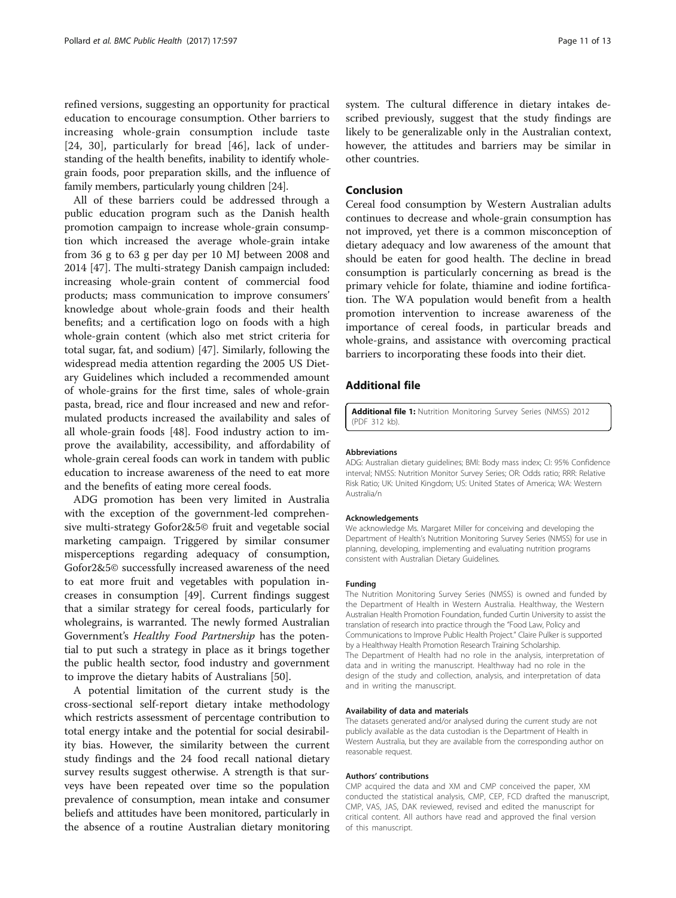refined versions, suggesting an opportunity for practical education to encourage consumption. Other barriers to increasing whole-grain consumption include taste [24, 30], particularly for bread [46], lack of understanding of the health benefits, inability to identify whole-grain foods, poor preparation skills, and the influence of family members, particularly young children [24].

All of these barriers could be addressed through a public education program such as the Danish health promotion campaign to increase whole-grain consumption which increased the average whole-grain intake from 36 g to 63 g per day per 10 MJ between 2008 and 2014 [47]. The multi-strategy Danish campaign included: increasing whole-grain content of commercial food products; mass communication to improve consumers' knowledge about whole-grain foods and their health benefits; and a certification logo on foods with a high whole-grain content (which also met strict criteria for total sugar, fat, and sodium) [47]. Similarly, following the widespread media attention regarding the 2005 US Dietary Guidelines which included a recommended amount of whole-grains for the first time, sales of whole-grain pasta, bread, rice and flour increased and new and reformulated products increased the availability and sales of all whole-grain foods [48]. Food industry action to improve the availability, accessibility, and affordability of whole-grain cereal foods can work in tandem with public education to increase awareness of the need to eat more and the benefits of eating more cereal foods.

ADG promotion has been very limited in Australia with the exception of the government-led comprehensive multi-strategy Gofor2&5© fruit and vegetable social marketing campaign. Triggered by similar consumer misperceptions regarding adequacy of consumption, Gofor2&5© successfully increased awareness of the need to eat more fruit and vegetables with population increases in consumption [49]. Current findings suggest that a similar strategy for cereal foods, particularly for wholegrains, is warranted. The newly formed Australian Government's *Healthy Food Partnership* has the potential to put such a strategy in place as it brings together the public health sector, food industry and government to improve the dietary habits of Australians [50].

A potential limitation of the current study is the cross-sectional self-report dietary intake methodology which restricts assessment of percentage contribution to total energy intake and the potential for social desirability bias. However, the similarity between the current study findings and the 24 food recall national dietary survey results suggest otherwise. A strength is that surveys have been repeated over time so the population prevalence of consumption, mean intake and consumer beliefs and attitudes have been monitored, particularly in the absence of a routine Australian dietary monitoring system. The cultural difference in dietary intakes described previously, suggest that the study findings are likely to be generalizable only in the Australian context, however, the attitudes and barriers may be similar in other countries.

## Conclusion

Cereal food consumption by Western Australian adults continues to decrease and whole-grain consumption has not improved, yet there is a common misconception of dietary adequacy and low awareness of the amount that should be eaten for good health. The decline in bread consumption is particularly concerning as bread is the primary vehicle for folate, thiamine and iodine fortification. The WA population would benefit from a health promotion intervention to increase awareness of the importance of cereal foods, in particular breads and whole-grains, and assistance with overcoming practical barriers to incorporating these foods into their diet.

## Additional file

**Additional file 1:** Nutrition Monitoring Survey Series (NMSS) 2012 (PDF 312 kb).

#### Abbreviations

ADG: Australian dietary guidelines; BMI: Body mass index; CI: 95% Confidence interval; NMSS: Nutrition Monitor Survey Series; OR: Odds ratio; RRR: Relative Risk Ratio; UK: United Kingdom; US: United States of America; WA: Western Australia/n

#### Acknowledgements

We acknowledge Ms. Margaret Miller for conceiving and developing the Department of Health's Nutrition Monitoring Survey Series (NMSS) for use in planning, developing, implementing and evaluating nutrition programs consistent with Australian Dietary Guidelines.

#### Funding

The Nutrition Monitoring Survey Series (NMSS) is owned and funded by the Department of Health in Western Australia. Healthway, the Western Australian Health Promotion Foundation, funded Curtin University to assist the translation of research into practice through the "Food Law, Policy and Communications to Improve Public Health Project." Claire Pulker is supported by a Healthway Health Promotion Research Training Scholarship.
The Department of Health had no role in the analysis, interpretation of data and in writing the manuscript. Healthway had no role in the design of the study and collection, analysis, and interpretation of data and in writing the manuscript.

#### Availability of data and materials

The datasets generated and/or analysed during the current study are not publicly available as the data custodian is the Department of Health in Western Australia, but they are available from the corresponding author on reasonable request.

#### Authors' contributions

CMP acquired the data and XM and CMP conceived the paper, XM conducted the statistical analysis, CMP, CEP, FCD drafted the manuscript, CMP, VAS, JAS, DAK reviewed, revised and edited the manuscript for critical content. All authors have read and approved the final version of this manuscript.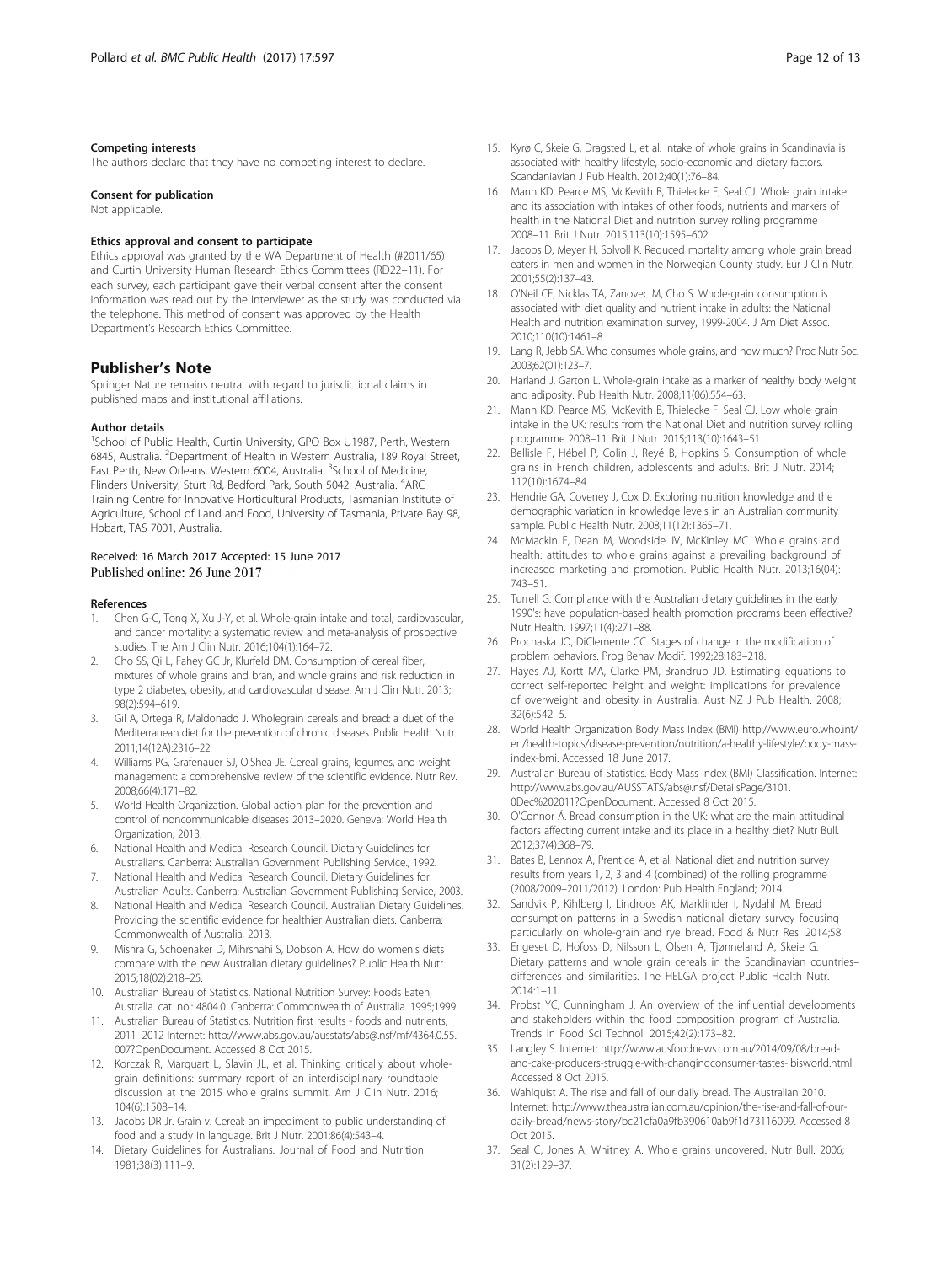#### Competing interests

The authors declare that they have no competing interest to declare.

#### Consent for publication

Not applicable.

#### Ethics approval and consent to participate

Ethics approval was granted by the WA Department of Health (#2011/65) and Curtin University Human Research Ethics Committees (RD22–11). For each survey, each participant gave their verbal consent after the consent information was read out by the interviewer as the study was conducted via the telephone. This method of consent was approved by the Health Department's Research Ethics Committee.

## Publisher's Note

Springer Nature remains neutral with regard to jurisdictional claims in published maps and institutional affiliations.

#### Author details

[1]School of Public Health, Curtin University, GPO Box U1987, Perth, Western 6845, Australia. [2]Department of Health in Western Australia, 189 Royal Street, East Perth, New Orleans, Western 6004, Australia. [3]School of Medicine, Flinders University, Sturt Rd, Bedford Park, South 5042, Australia. [4]ARC Training Centre for Innovative Horticultural Products, Tasmanian Institute of Agriculture, School of Land and Food, University of Tasmania, Private Bay 98, Hobart, TAS 7001, Australia.

Received: 16 March 2017 Accepted: 15 June 2017
Published online: 26 June 2017

#### References

1. Chen G-C, Tong X, Xu J-Y, et al. Whole-grain intake and total, cardiovascular, and cancer mortality: a systematic review and meta-analysis of prospective studies. The Am J Clin Nutr. 2016;104(1):164–72.
2. Cho SS, Qi L, Fahey GC Jr, Klurfeld DM. Consumption of cereal fiber, mixtures of whole grains and bran, and whole grains and risk reduction in type 2 diabetes, obesity, and cardiovascular disease. Am J Clin Nutr. 2013; 98(2):594–619.
3. Gil A, Ortega R, Maldonado J. Wholegrain cereals and bread: a duet of the Mediterranean diet for the prevention of chronic diseases. Public Health Nutr. 2011;14(12A):2316–22.
4. Williams PG, Grafenauer SJ, O'Shea JE. Cereal grains, legumes, and weight management: a comprehensive review of the scientific evidence. Nutr Rev. 2008;66(4):171–82.
5. World Health Organization. Global action plan for the prevention and control of noncommunicable diseases 2013–2020. Geneva: World Health Organization; 2013.
6. National Health and Medical Research Council. Dietary Guidelines for Australians. Canberra: Australian Government Publishing Service., 1992.
7. National Health and Medical Research Council. Dietary Guidelines for Australian Adults. Canberra: Australian Government Publishing Service, 2003.
8. National Health and Medical Research Council. Australian Dietary Guidelines. Providing the scientific evidence for healthier Australian diets. Canberra: Commonwealth of Australia, 2013.
9. Mishra G, Schoenaker D, Mihrshahi S, Dobson A. How do women's diets compare with the new Australian dietary guidelines? Public Health Nutr. 2015;18(02):218–25.
10. Australian Bureau of Statistics. National Nutrition Survey: Foods Eaten, Australia. cat. no.: 4804.0. Canberra: Commonwealth of Australia. 1995;1999
11. Australian Bureau of Statistics. Nutrition first results - foods and nutrients, 2011–2012 Internet: http://www.abs.gov.au/ausstats/abs@.nsf/mf/4364.0.55.007?OpenDocument. Accessed 8 Oct 2015.
12. Korczak R, Marquart L, Slavin JL, et al. Thinking critically about whole-grain definitions: summary report of an interdisciplinary roundtable discussion at the 2015 whole grains summit. Am J Clin Nutr. 2016; 104(6):1508–14.
13. Jacobs DR Jr. Grain v. Cereal: an impediment to public understanding of food and a study in language. Brit J Nutr. 2001;86(4):543–4.
14. Dietary Guidelines for Australians. Journal of Food and Nutrition 1981;38(3):111–9.
15. Kyrø C, Skeie G, Dragsted L, et al. Intake of whole grains in Scandinavia is associated with healthy lifestyle, socio-economic and dietary factors. Scandaniavian J Pub Health. 2012;40(1):76–84.
16. Mann KD, Pearce MS, McKevith B, Thielecke F, Seal CJ. Whole grain intake and its association with intakes of other foods, nutrients and markers of health in the National Diet and nutrition survey rolling programme 2008–11. Brit J Nutr. 2015;113(10):1595–602.
17. Jacobs D, Meyer H, Solvoll K. Reduced mortality among whole grain bread eaters in men and women in the Norwegian County study. Eur J Clin Nutr. 2001;55(2):137–43.
18. O'Neil CE, Nicklas TA, Zanovec M, Cho S. Whole-grain consumption is associated with diet quality and nutrient intake in adults: the National Health and nutrition examination survey, 1999-2004. J Am Diet Assoc. 2010;110(10):1461–8.
19. Lang R, Jebb SA. Who consumes whole grains, and how much? Proc Nutr Soc. 2003;62(01):123–7.
20. Harland J, Garton L. Whole-grain intake as a marker of healthy body weight and adiposity. Pub Health Nutr. 2008;11(06):554–63.
21. Mann KD, Pearce MS, McKevith B, Thielecke F, Seal CJ. Low whole grain intake in the UK: results from the National Diet and nutrition survey rolling programme 2008–11. Brit J Nutr. 2015;113(10):1643–51.
22. Bellisle F, Hébel P, Colin J, Reyé B, Hopkins S. Consumption of whole grains in French children, adolescents and adults. Brit J Nutr. 2014; 112(10):1674–84.
23. Hendrie GA, Coveney J, Cox D. Exploring nutrition knowledge and the demographic variation in knowledge levels in an Australian community sample. Public Health Nutr. 2008;11(12):1365–71.
24. McMackin E, Dean M, Woodside JV, McKinley MC. Whole grains and health: attitudes to whole grains against a prevailing background of increased marketing and promotion. Public Health Nutr. 2013;16(04): 743–51.
25. Turrell G. Compliance with the Australian dietary guidelines in the early 1990's: have population-based health promotion programs been effective? Nutr Health. 1997;11(4):271–88.
26. Prochaska JO, DiClemente CC. Stages of change in the modification of problem behaviors. Prog Behav Modif. 1992;28:183–218.
27. Hayes AJ, Kortt MA, Clarke PM, Brandrup JD. Estimating equations to correct self-reported height and weight: implications for prevalence of overweight and obesity in Australia. Aust NZ J Pub Health. 2008; 32(6):542–5.
28. World Health Organization Body Mass Index (BMI) http://www.euro.who.int/en/health-topics/disease-prevention/nutrition/a-healthy-lifestyle/body-mass-index-bmi. Accessed 18 June 2017.
29. Australian Bureau of Statistics. Body Mass Index (BMI) Classification. Internet: http://www.abs.gov.au/AUSSTATS/abs@.nsf/DetailsPage/3101.0Dec%202011?OpenDocument. Accessed 8 Oct 2015.
30. O'Connor Á. Bread consumption in the UK: what are the main attitudinal factors affecting current intake and its place in a healthy diet? Nutr Bull. 2012;37(4):368–79.
31. Bates B, Lennox A, Prentice A, et al. National diet and nutrition survey results from years 1, 2, 3 and 4 (combined) of the rolling programme (2008/2009–2011/2012). London: Pub Health England; 2014.
32. Sandvik P, Kihlberg I, Lindroos AK, Marklinder I, Nydahl M. Bread consumption patterns in a Swedish national dietary survey focusing particularly on whole-grain and rye bread. Food & Nutr Res. 2014;58
33. Engeset D, Hofoss D, Nilsson L, Olsen A, Tjønneland A, Skeie G. Dietary patterns and whole grain cereals in the Scandinavian countries–differences and similarities. The HELGA project Public Health Nutr. 2014:1–11.
34. Probst YC, Cunningham J. An overview of the influential developments and stakeholders within the food composition program of Australia. Trends in Food Sci Technol. 2015;42(2):173–82.
35. Langley S. Internet: http://www.ausfoodnews.com.au/2014/09/08/bread-and-cake-producers-struggle-with-changingconsumer-tastes-ibisworld.html. Accessed 8 Oct 2015.
36. Wahlquist A. The rise and fall of our daily bread. The Australian 2010. Internet: http://www.theaustralian.com.au/opinion/the-rise-and-fall-of-our-daily-bread/news-story/bc21cfa0a9fb390610ab9f1d73116099. Accessed 8 Oct 2015.
37. Seal C, Jones A, Whitney A. Whole grains uncovered. Nutr Bull. 2006; 31(2):129–37.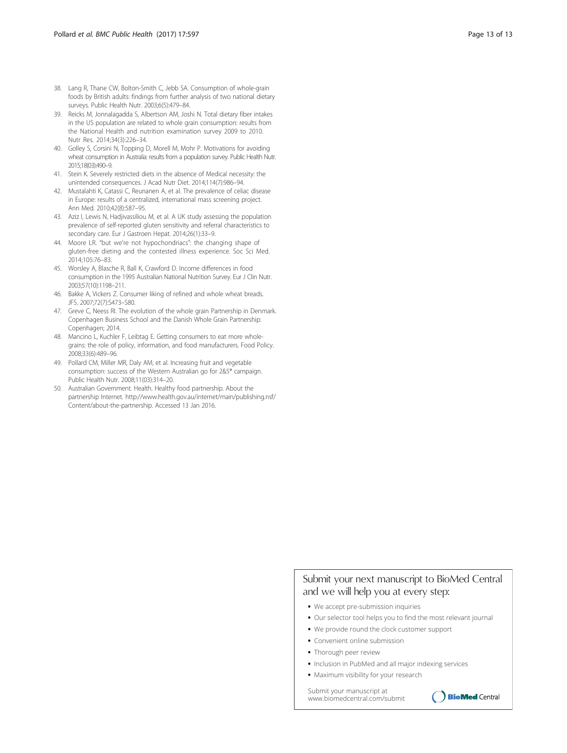38. Lang R, Thane CW, Bolton-Smith C, Jebb SA. Consumption of whole-grain foods by British adults: findings from further analysis of two national dietary surveys. Public Health Nutr. 2003;6(5):479–84.
39. Reicks M, Jonnalagadda S, Albertson AM, Joshi N. Total dietary fiber intakes in the US population are related to whole grain consumption: results from the National Health and nutrition examination survey 2009 to 2010. Nutr Res. 2014;34(3):226–34.
40. Golley S, Corsini N, Topping D, Morell M, Mohr P. Motivations for avoiding wheat consumption in Australia: results from a population survey. Public Health Nutr. 2015;18(03):490–9.
41. Stein K. Severely restricted diets in the absence of Medical necessity: the unintended consequences. J Acad Nutr Diet. 2014;114(7):986–94.
42. Mustalahti K, Catassi C, Reunanen A, et al. The prevalence of celiac disease in Europe: results of a centralized, international mass screening project. Ann Med. 2010;42(8):587–95.
43. Aziz I, Lewis N, Hadjivassiliou M, et al. A UK study assessing the population prevalence of self-reported gluten sensitivity and referral characteristics to secondary care. Eur J Gastroen Hepat. 2014;26(1):33–9.
44. Moore LR. "but we're not hypochondriacs": the changing shape of gluten-free dieting and the contested illness experience. Soc Sci Med. 2014;105:76–83.
45. Worsley A, Blasche R, Ball K, Crawford D. Income differences in food consumption in the 1995 Australian National Nutrition Survey. Eur J Clin Nutr. 2003;57(10):1198–211.
46. Bakke A, Vickers Z. Consumer liking of refined and whole wheat breads. JFS. 2007;72(7):S473–S80.
47. Greve C, Neess RI. The evolution of the whole grain Partnership in Denmark. Copenhagen Business School and the Danish Whole Grain Partnership: Copenhagen; 2014.
48. Mancino L, Kuchler F, Leibtag E. Getting consumers to eat more whole-grains: the role of policy, information, and food manufacturers. Food Policy. 2008;33(6):489–96.
49. Pollard CM, Miller MR, Daly AM, et al. Increasing fruit and vegetable consumption: success of the Western Australian go for 2&5® campaign. Public Health Nutr. 2008;11(03):314–20.
50. Australian Government. Health. Healthy food partnership. About the partnership Internet. http://www.health.gov.au/internet/main/publishing.nsf/Content/about-the-partnership. Accessed 13 Jan 2016.

Submit your next manuscript to BioMed Central and we will help you at every step:

- We accept pre-submission inquiries
- Our selector tool helps you to find the most relevant journal
- We provide round the clock customer support
- Convenient online submission
- Thorough peer review
- Inclusion in PubMed and all major indexing services
- Maximum visibility for your research

Submit your manuscript at
www.biomedcentral.com/submit

BioMed Central